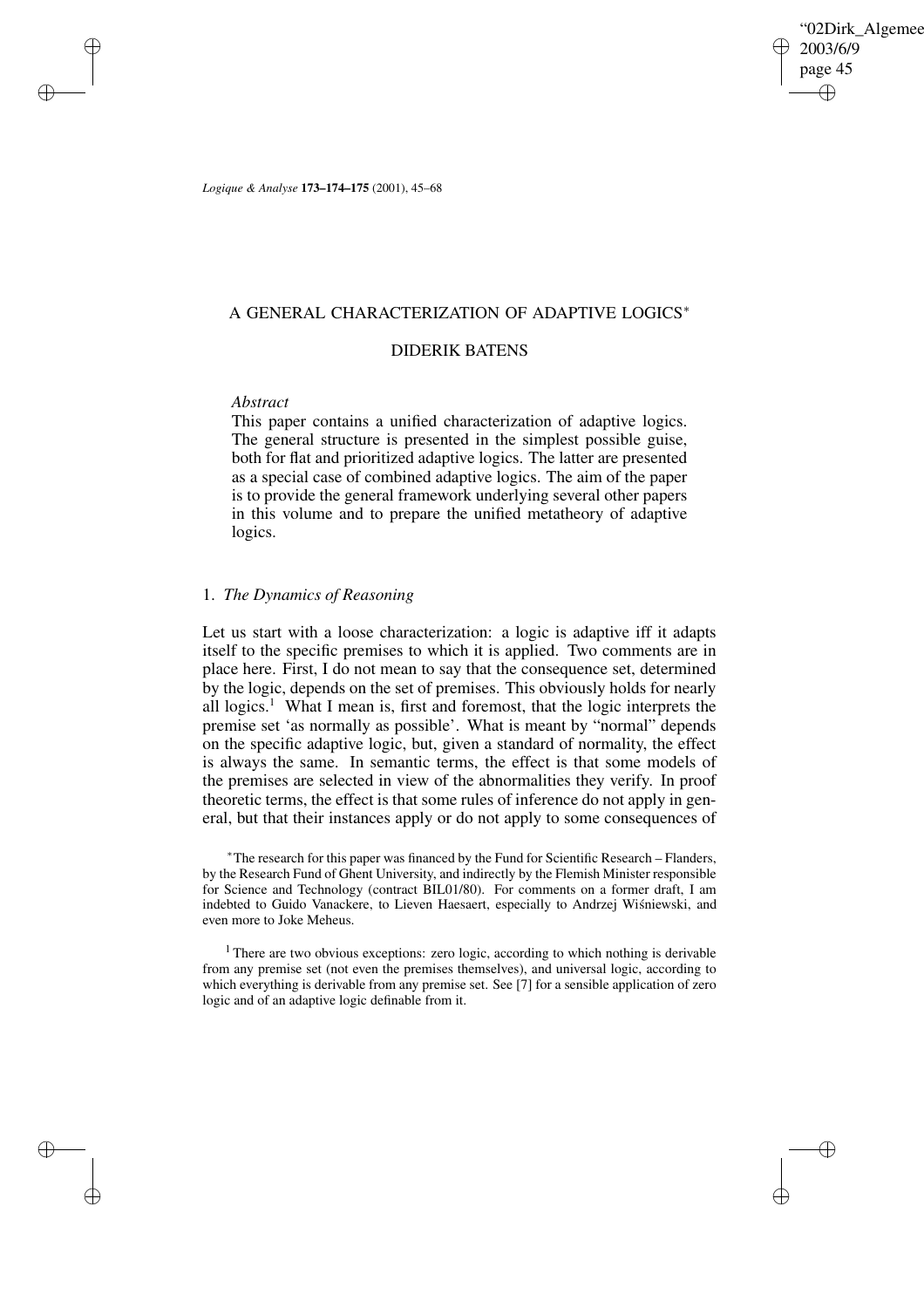# A GENERAL CHARACTERIZATION OF ADAPTIVE LOGICS*

DIDERIK BATENS

*Abstract*

This paper contains a unified characterization of adaptive logics. The general structure is presented in the simplest possible guise, both for flat and prioritized adaptive logics. The latter are presented as a special case of combined adaptive logics. The aim of the paper is to provide the general framework underlying several other papers in this volume and to prepare the unified metatheory of adaptive logics.

## 1. *The Dynamics of Reasoning*

Let us start with a loose characterization: a logic is adaptive iff it adapts itself to the specific premises to which it is applied. Two comments are in place here. First, I do not mean to say that the consequence set, determined by the logic, depends on the set of premises. This obviously holds for nearly all logics.[1] What I mean is, first and foremost, that the logic interprets the premise set 'as normally as possible'. What is meant by "normal" depends on the specific adaptive logic, but, given a standard of normality, the effect is always the same. In semantic terms, the effect is that some models of the premises are selected in view of the abnormalities they verify. In proof theoretic terms, the effect is that some rules of inference do not apply in general, but that their instances apply or do not apply to some consequences of

*The research for this paper was financed by the Fund for Scientific Research – Flanders, by the Research Fund of Ghent University, and indirectly by the Flemish Minister responsible for Science and Technology (contract BIL01/80). For comments on a former draft, I am indebted to Guido Vanackere, to Lieven Haesaert, especially to Andrzej Wiśniewski, and even more to Joke Meheus.

[1] There are two obvious exceptions: zero logic, according to which nothing is derivable from any premise set (not even the premises themselves), and universal logic, according to which everything is derivable from any premise set. See [7] for a sensible application of zero logic and of an adaptive logic definable from it.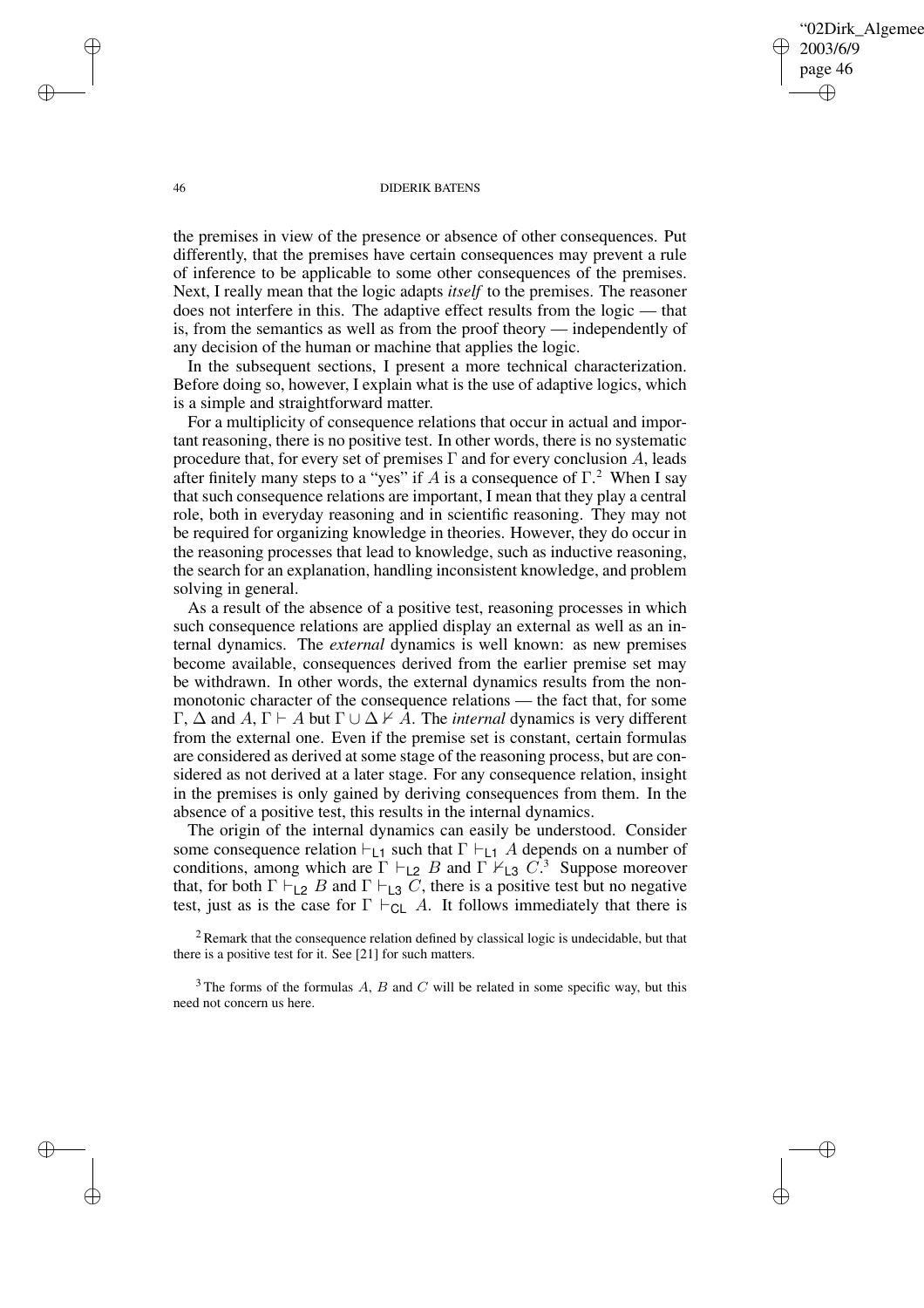the premises in view of the presence or absence of other consequences. Put differently, that the premises have certain consequences may prevent a rule of inference to be applicable to some other consequences of the premises. Next, I really mean that the logic adapts *itself* to the premises. The reasoner does not interfere in this. The adaptive effect results from the logic — that is, from the semantics as well as from the proof theory — independently of any decision of the human or machine that applies the logic.

In the subsequent sections, I present a more technical characterization. Before doing so, however, I explain what is the use of adaptive logics, which is a simple and straightforward matter.

For a multiplicity of consequence relations that occur in actual and important reasoning, there is no positive test. In other words, there is no systematic procedure that, for every set of premises $\Gamma$ and for every conclusion $A$, leads after finitely many steps to a "yes" if $A$ is a consequence of $\Gamma$.[2] When I say that such consequence relations are important, I mean that they play a central role, both in everyday reasoning and in scientific reasoning. They may not be required for organizing knowledge in theories. However, they do occur in the reasoning processes that lead to knowledge, such as inductive reasoning, the search for an explanation, handling inconsistent knowledge, and problem solving in general.

As a result of the absence of a positive test, reasoning processes in which such consequence relations are applied display an external as well as an internal dynamics. The *external* dynamics is well known: as new premises become available, consequences derived from the earlier premise set may be withdrawn. In other words, the external dynamics results from the non-monotonic character of the consequence relations — the fact that, for some $\Gamma$, $\Delta$ and $A$, $\Gamma \vdash A$ but $\Gamma \cup \Delta \nvdash A$. The *internal* dynamics is very different from the external one. Even if the premise set is constant, certain formulas are considered as derived at some stage of the reasoning process, but are considered as not derived at a later stage. For any consequence relation, insight in the premises is only gained by deriving consequences from them. In the absence of a positive test, this results in the internal dynamics.

The origin of the internal dynamics can easily be understood. Consider some consequence relation $\vdash_{\mathsf{L1}}$ such that $\Gamma \vdash_{\mathsf{L1}} A$ depends on a number of conditions, among which are $\Gamma \vdash_{\mathsf{L2}} B$ and $\Gamma \nvdash_{\mathsf{L3}} C$.[3] Suppose moreover that, for both $\Gamma \vdash_{\mathsf{L2}} B$ and $\Gamma \vdash_{\mathsf{L3}} C$, there is a positive test but no negative test, just as is the case for $\Gamma \vdash_{\mathsf{CL}} A$. It follows immediately that there is

[2] Remark that the consequence relation defined by classical logic is undecidable, but that there is a positive test for it. See [21] for such matters.

[3] The forms of the formulas $A$, $B$ and $C$ will be related in some specific way, but this need not concern us here.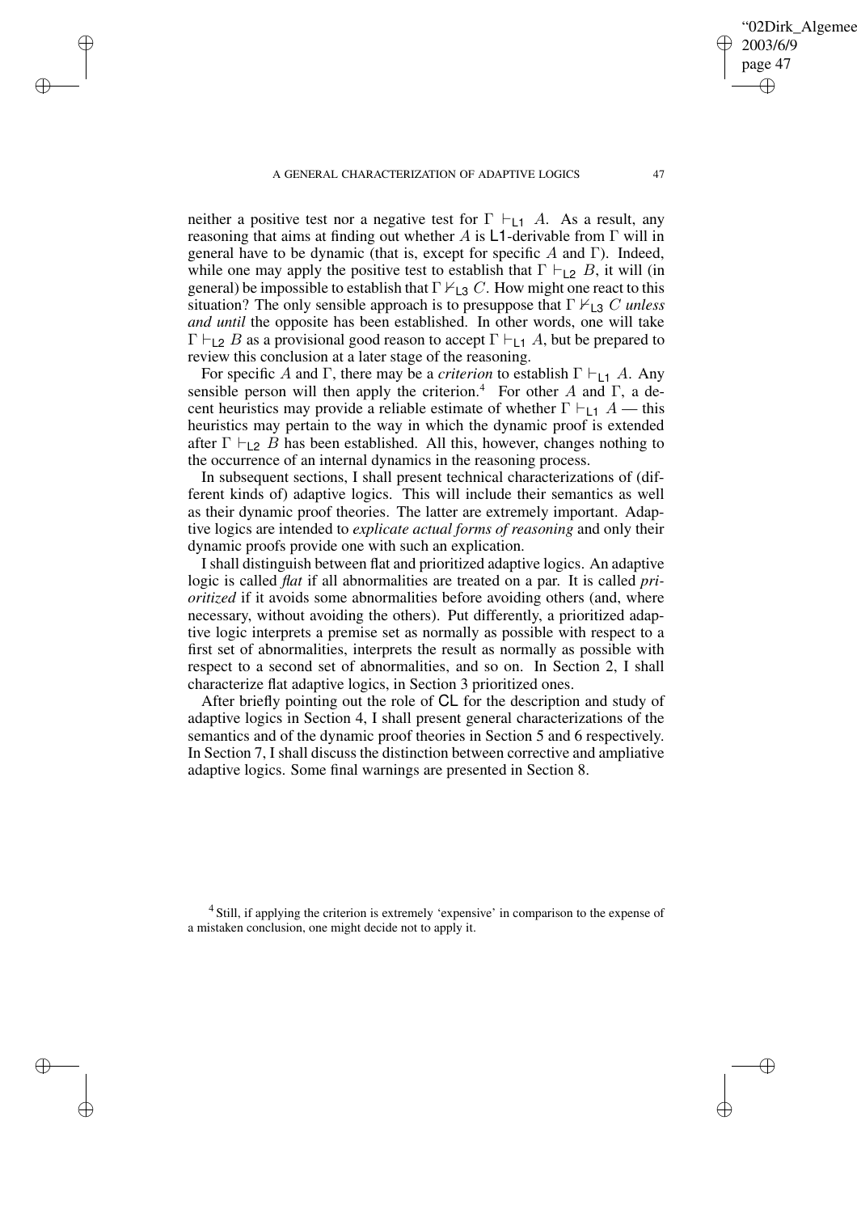neither a positive test nor a negative test for $\Gamma \vdash_{\mathsf{L1}} A$. As a result, any reasoning that aims at finding out whether $A$ is $\mathsf{L1}$-derivable from $\Gamma$ will in general have to be dynamic (that is, except for specific $A$ and $\Gamma$). Indeed, while one may apply the positive test to establish that $\Gamma \vdash_{\mathsf{L2}} B$, it will (in general) be impossible to establish that $\Gamma \nvdash_{\mathsf{L3}} C$. How might one react to this situation? The only sensible approach is to presuppose that $\Gamma \nvdash_{\mathsf{L3}} C$ *unless and until* the opposite has been established. In other words, one will take $\Gamma \vdash_{\mathsf{L2}} B$ as a provisional good reason to accept $\Gamma \vdash_{\mathsf{L1}} A$, but be prepared to review this conclusion at a later stage of the reasoning.

For specific $A$ and $\Gamma$, there may be a *criterion* to establish $\Gamma \vdash_{\mathsf{L1}} A$. Any sensible person will then apply the criterion.[4] For other $A$ and $\Gamma$, a decent heuristics may provide a reliable estimate of whether $\Gamma \vdash_{\mathsf{L1}} A$ — this heuristics may pertain to the way in which the dynamic proof is extended after $\Gamma \vdash_{\mathsf{L2}} B$ has been established. All this, however, changes nothing to the occurrence of an internal dynamics in the reasoning process.

In subsequent sections, I shall present technical characterizations of (different kinds of) adaptive logics. This will include their semantics as well as their dynamic proof theories. The latter are extremely important. Adaptive logics are intended to *explicate actual forms of reasoning* and only their dynamic proofs provide one with such an explication.

I shall distinguish between flat and prioritized adaptive logics. An adaptive logic is called *flat* if all abnormalities are treated on a par. It is called *prioritized* if it avoids some abnormalities before avoiding others (and, where necessary, without avoiding the others). Put differently, a prioritized adaptive logic interprets a premise set as normally as possible with respect to a first set of abnormalities, interprets the result as normally as possible with respect to a second set of abnormalities, and so on. In Section 2, I shall characterize flat adaptive logics, in Section 3 prioritized ones.

After briefly pointing out the role of $\mathsf{CL}$ for the description and study of adaptive logics in Section 4, I shall present general characterizations of the semantics and of the dynamic proof theories in Section 5 and 6 respectively. In Section 7, I shall discuss the distinction between corrective and ampliative adaptive logics. Some final warnings are presented in Section 8.

[4] Still, if applying the criterion is extremely 'expensive' in comparison to the expense of a mistaken conclusion, one might decide not to apply it.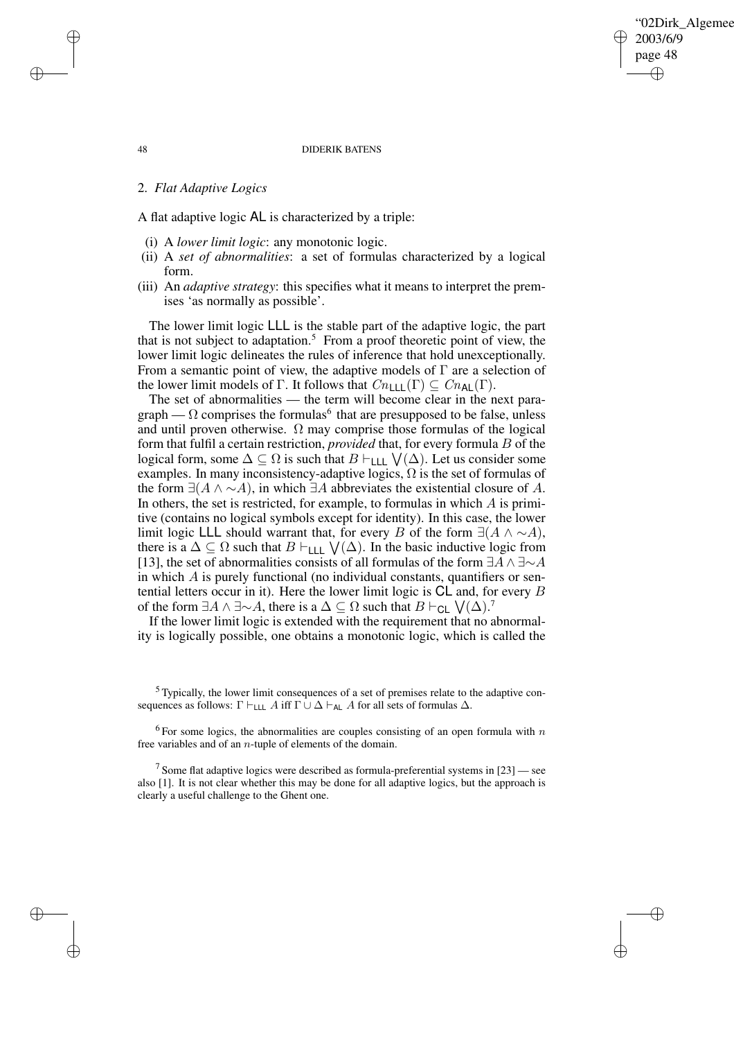## 2. *Flat Adaptive Logics*

A flat adaptive logic AL is characterized by a triple:

(i) A *lower limit logic*: any monotonic logic.
(ii) A *set of abnormalities*: a set of formulas characterized by a logical form.
(iii) An *adaptive strategy*: this specifies what it means to interpret the premises 'as normally as possible'.

The lower limit logic LLL is the stable part of the adaptive logic, the part that is not subject to adaptation.[5] From a proof theoretic point of view, the lower limit logic delineates the rules of inference that hold unexceptionally. From a semantic point of view, the adaptive models of $\Gamma$ are a selection of the lower limit models of $\Gamma$. It follows that $Cn_{\mathsf{LLL}}(\Gamma) \subseteq Cn_{\mathsf{AL}}(\Gamma)$.

The set of abnormalities — the term will become clear in the next paragraph — $\Omega$ comprises the formulas[6] that are presupposed to be false, unless and until proven otherwise. $\Omega$ may comprise those formulas of the logical form that fulfil a certain restriction, *provided* that, for every formula $B$ of the logical form, some $\Delta \subseteq \Omega$ is such that $B \vdash_{\mathsf{LLL}} \bigvee(\Delta)$. Let us consider some examples. In many inconsistency-adaptive logics, $\Omega$ is the set of formulas of the form $\exists(A \wedge \sim A)$, in which $\exists A$ abbreviates the existential closure of $A$. In others, the set is restricted, for example, to formulas in which $A$ is primitive (contains no logical symbols except for identity). In this case, the lower limit logic LLL should warrant that, for every $B$ of the form $\exists(A \wedge \sim A)$, there is a $\Delta \subseteq \Omega$ such that $B \vdash_{\mathsf{LLL}} \bigvee(\Delta)$. In the basic inductive logic from [13], the set of abnormalities consists of all formulas of the form $\exists A \wedge \exists \sim A$ in which $A$ is purely functional (no individual constants, quantifiers or sentential letters occur in it). Here the lower limit logic is CL and, for every $B$ of the form $\exists A \wedge \exists \sim A$, there is a $\Delta \subseteq \Omega$ such that $B \vdash_{\mathsf{CL}} \bigvee(\Delta)$.[7]

If the lower limit logic is extended with the requirement that no abnormality is logically possible, one obtains a monotonic logic, which is called the

---

[5] Typically, the lower limit consequences of a set of premises relate to the adaptive consequences as follows: $\Gamma \vdash_{\mathsf{LLL}} A$ iff $\Gamma \cup \Delta \vdash_{\mathsf{AL}} A$ for all sets of formulas $\Delta$.

[6] For some logics, the abnormalities are couples consisting of an open formula with $n$ free variables and of an $n$-tuple of elements of the domain.

[7] Some flat adaptive logics were described as formula-preferential systems in [23] — see also [1]. It is not clear whether this may be done for all adaptive logics, but the approach is clearly a useful challenge to the Ghent one.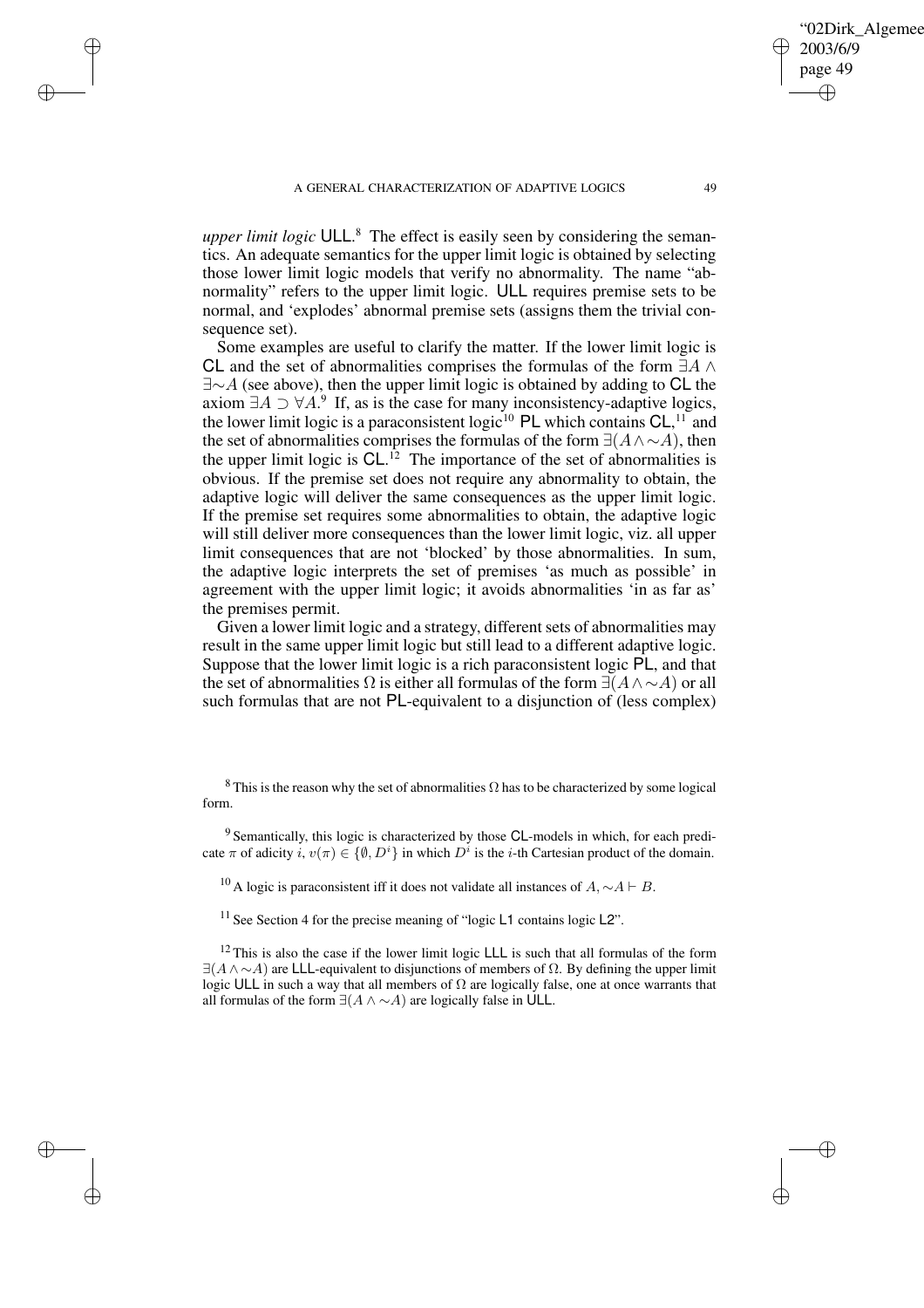*upper limit logic* ULL.[8] The effect is easily seen by considering the semantics. An adequate semantics for the upper limit logic is obtained by selecting those lower limit logic models that verify no abnormality. The name "abnormality" refers to the upper limit logic. ULL requires premise sets to be normal, and 'explodes' abnormal premise sets (assigns them the trivial consequence set).

Some examples are useful to clarify the matter. If the lower limit logic is CL and the set of abnormalities comprises the formulas of the form $\exists A \wedge \exists {\sim} A$ (see above), then the upper limit logic is obtained by adding to CL the axiom $\exists A \supset \forall A$.[9] If, as is the case for many inconsistency-adaptive logics, the lower limit logic is a paraconsistent logic[10] PL which contains CL,[11] and the set of abnormalities comprises the formulas of the form $\exists(A \wedge {\sim} A)$, then the upper limit logic is CL.[12] The importance of the set of abnormalities is obvious. If the premise set does not require any abnormality to obtain, the adaptive logic will deliver the same consequences as the upper limit logic. If the premise set requires some abnormalities to obtain, the adaptive logic will still deliver more consequences than the lower limit logic, viz. all upper limit consequences that are not 'blocked' by those abnormalities. In sum, the adaptive logic interprets the set of premises 'as much as possible' in agreement with the upper limit logic; it avoids abnormalities 'in as far as' the premises permit.

Given a lower limit logic and a strategy, different sets of abnormalities may result in the same upper limit logic but still lead to a different adaptive logic. Suppose that the lower limit logic is a rich paraconsistent logic PL, and that the set of abnormalities $\Omega$ is either all formulas of the form $\exists(A \wedge {\sim} A)$ or all such formulas that are not PL-equivalent to a disjunction of (less complex)

[8] This is the reason why the set of abnormalities $\Omega$ has to be characterized by some logical form.

[9] Semantically, this logic is characterized by those CL-models in which, for each predicate $\pi$ of adicity $i$, $v(\pi) \in \{\emptyset, D^i\}$ in which $D^i$ is the $i$-th Cartesian product of the domain.

[10] A logic is paraconsistent iff it does not validate all instances of $A, {\sim} A \vdash B$.

[11] See Section 4 for the precise meaning of "logic L1 contains logic L2".

[12] This is also the case if the lower limit logic LLL is such that all formulas of the form $\exists(A \wedge {\sim} A)$ are LLL-equivalent to disjunctions of members of $\Omega$. By defining the upper limit logic ULL in such a way that all members of $\Omega$ are logically false, one at once warrants that all formulas of the form $\exists(A \wedge {\sim} A)$ are logically false in ULL.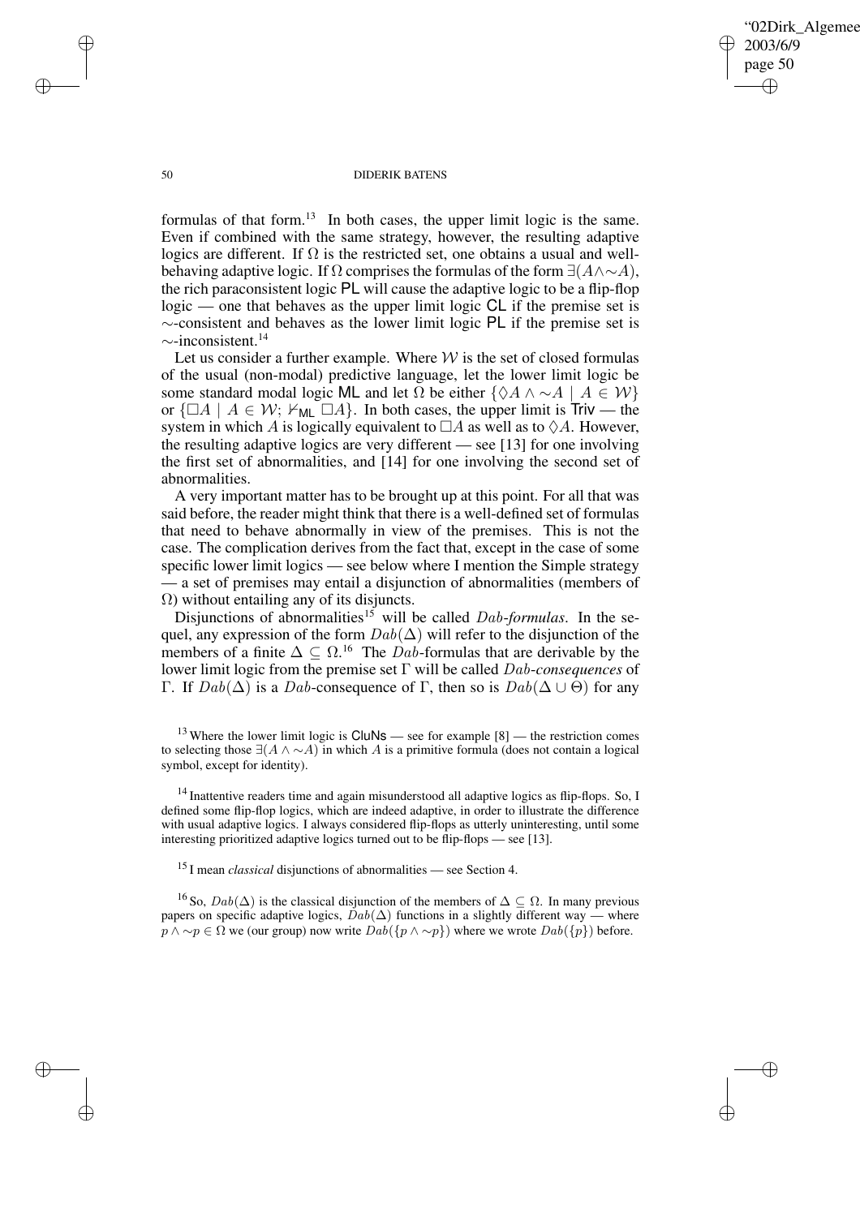formulas of that form.[13] In both cases, the upper limit logic is the same. Even if combined with the same strategy, however, the resulting adaptive logics are different. If $\Omega$ is the restricted set, one obtains a usual and well-behaving adaptive logic. If $\Omega$ comprises the formulas of the form $\exists(A \wedge \sim A)$, the rich paraconsistent logic **PL** will cause the adaptive logic to be a flip-flop logic — one that behaves as the upper limit logic **CL** if the premise set is $\sim$-consistent and behaves as the lower limit logic **PL** if the premise set is $\sim$-inconsistent.[14]

Let us consider a further example. Where $\mathcal{W}$ is the set of closed formulas of the usual (non-modal) predictive language, let the lower limit logic be some standard modal logic **ML** and let $\Omega$ be either $\{\Diamond A \wedge \sim A \mid A \in \mathcal{W}\}$ or $\{\Box A \mid A \in \mathcal{W};\ \nvdash_{\mathsf{ML}} \Box A\}$. In both cases, the upper limit is **Triv** — the system in which $A$ is logically equivalent to $\Box A$ as well as to $\Diamond A$. However, the resulting adaptive logics are very different — see [13] for one involving the first set of abnormalities, and [14] for one involving the second set of abnormalities.

A very important matter has to be brought up at this point. For all that was said before, the reader might think that there is a well-defined set of formulas that need to behave abnormally in view of the premises. This is not the case. The complication derives from the fact that, except in the case of some specific lower limit logics — see below where I mention the Simple strategy — a set of premises may entail a disjunction of abnormalities (members of $\Omega$) without entailing any of its disjuncts.

Disjunctions of abnormalities[15] will be called *Dab-formulas*. In the sequel, any expression of the form $Dab(\Delta)$ will refer to the disjunction of the members of a finite $\Delta \subseteq \Omega$.[16] The *Dab*-formulas that are derivable by the lower limit logic from the premise set $\Gamma$ will be called *Dab-consequences* of $\Gamma$. If $Dab(\Delta)$ is a *Dab*-consequence of $\Gamma$, then so is $Dab(\Delta \cup \Theta)$ for any

[13] Where the lower limit logic is **CluNs** — see for example [8] — the restriction comes to selecting those $\exists(A \wedge \sim A)$ in which $A$ is a primitive formula (does not contain a logical symbol, except for identity).

[14] Inattentive readers time and again misunderstood all adaptive logics as flip-flops. So, I defined some flip-flop logics, which are indeed adaptive, in order to illustrate the difference with usual adaptive logics. I always considered flip-flops as utterly uninteresting, until some interesting prioritized adaptive logics turned out to be flip-flops — see [13].

[15] I mean *classical* disjunctions of abnormalities — see Section 4.

[16] So, $Dab(\Delta)$ is the classical disjunction of the members of $\Delta \subseteq \Omega$. In many previous papers on specific adaptive logics, $Dab(\Delta)$ functions in a slightly different way — where $p \wedge \sim p \in \Omega$ we (our group) now write $Dab(\{p \wedge \sim p\})$ where we wrote $Dab(\{p\})$ before.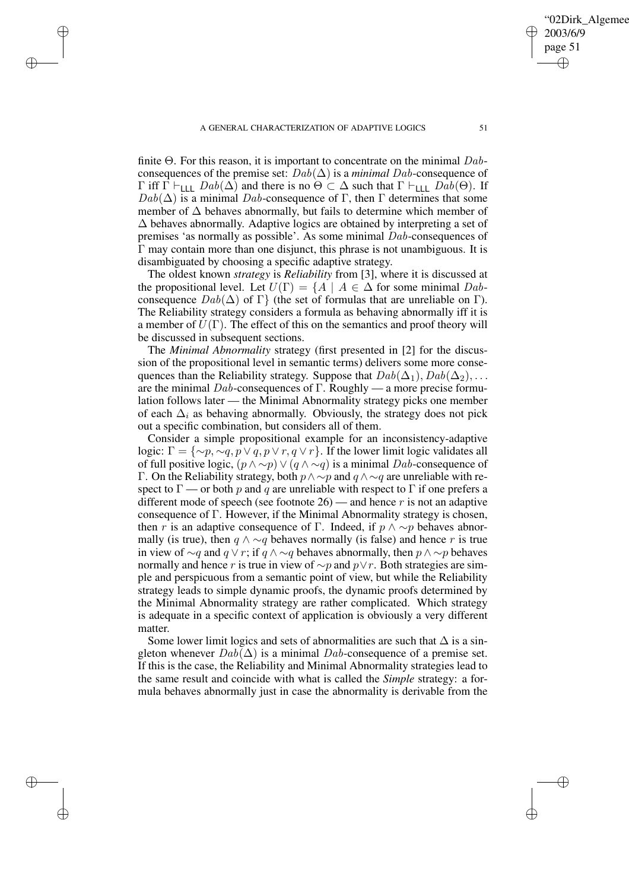finite $\Theta$. For this reason, it is important to concentrate on the minimal *Dab*-consequences of the premise set: $Dab(\Delta)$ is a *minimal* *Dab*-consequence of $\Gamma$ iff $\Gamma \vdash_{\mathsf{LLL}} Dab(\Delta)$ and there is no $\Theta \subset \Delta$ such that $\Gamma \vdash_{\mathsf{LLL}} Dab(\Theta)$. If $Dab(\Delta)$ is a minimal *Dab*-consequence of $\Gamma$, then $\Gamma$ determines that some member of $\Delta$ behaves abnormally, but fails to determine which member of $\Delta$ behaves abnormally. Adaptive logics are obtained by interpreting a set of premises 'as normally as possible'. As some minimal *Dab*-consequences of $\Gamma$ may contain more than one disjunct, this phrase is not unambiguous. It is disambiguated by choosing a specific adaptive strategy.

The oldest known *strategy* is *Reliability* from [3], where it is discussed at the propositional level. Let $U(\Gamma) = \{A \mid A \in \Delta$ for some minimal *Dab*-consequence $Dab(\Delta)$ of $\Gamma\}$ (the set of formulas that are unreliable on $\Gamma$). The Reliability strategy considers a formula as behaving abnormally iff it is a member of $U(\Gamma)$. The effect of this on the semantics and proof theory will be discussed in subsequent sections.

The *Minimal Abnormality* strategy (first presented in [2] for the discussion of the propositional level in semantic terms) delivers some more consequences than the Reliability strategy. Suppose that $Dab(\Delta_1), Dab(\Delta_2), \ldots$ are the minimal *Dab*-consequences of $\Gamma$. Roughly — a more precise formulation follows later — the Minimal Abnormality strategy picks one member of each $\Delta_i$ as behaving abnormally. Obviously, the strategy does not pick out a specific combination, but considers all of them.

Consider a simple propositional example for an inconsistency-adaptive logic: $\Gamma = \{\sim p, \sim q, p \vee q, p \vee r, q \vee r\}$. If the lower limit logic validates all of full positive logic, $(p \wedge \sim p) \vee (q \wedge \sim q)$ is a minimal *Dab*-consequence of $\Gamma$. On the Reliability strategy, both $p \wedge \sim p$ and $q \wedge \sim q$ are unreliable with respect to $\Gamma$ — or both $p$ and $q$ are unreliable with respect to $\Gamma$ if one prefers a different mode of speech (see footnote 26) — and hence $r$ is not an adaptive consequence of $\Gamma$. However, if the Minimal Abnormality strategy is chosen, then $r$ is an adaptive consequence of $\Gamma$. Indeed, if $p \wedge \sim p$ behaves abnormally (is true), then $q \wedge \sim q$ behaves normally (is false) and hence $r$ is true in view of $\sim q$ and $q \vee r$; if $q \wedge \sim q$ behaves abnormally, then $p \wedge \sim p$ behaves normally and hence $r$ is true in view of $\sim p$ and $p \vee r$. Both strategies are simple and perspicuous from a semantic point of view, but while the Reliability strategy leads to simple dynamic proofs, the dynamic proofs determined by the Minimal Abnormality strategy are rather complicated. Which strategy is adequate in a specific context of application is obviously a very different matter.

Some lower limit logics and sets of abnormalities are such that $\Delta$ is a singleton whenever $Dab(\Delta)$ is a minimal *Dab*-consequence of a premise set. If this is the case, the Reliability and Minimal Abnormality strategies lead to the same result and coincide with what is called the *Simple* strategy: a formula behaves abnormally just in case the abnormality is derivable from the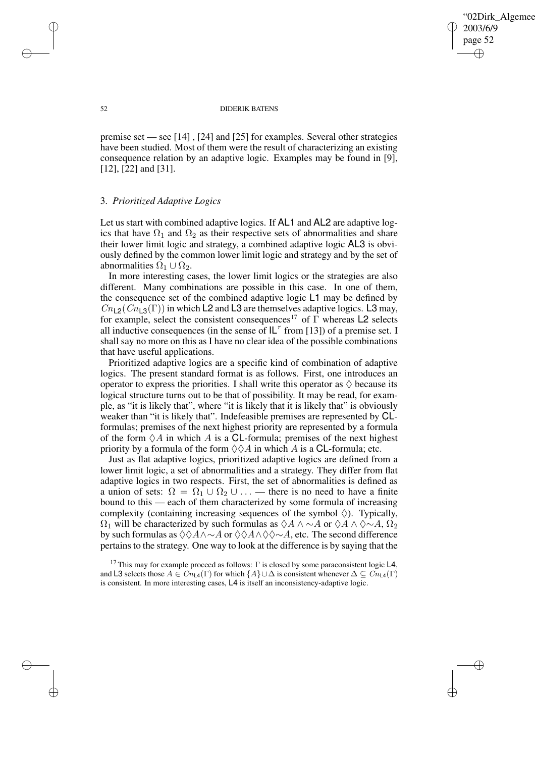premise set — see [14] , [24] and [25] for examples. Several other strategies have been studied. Most of them were the result of characterizing an existing consequence relation by an adaptive logic. Examples may be found in [9], [12], [22] and [31].

### 3. *Prioritized Adaptive Logics*

Let us start with combined adaptive logics. If AL1 and AL2 are adaptive logics that have $\Omega_1$ and $\Omega_2$ as their respective sets of abnormalities and share their lower limit logic and strategy, a combined adaptive logic AL3 is obviously defined by the common lower limit logic and strategy and by the set of abnormalities $\Omega_1 \cup \Omega_2$.

In more interesting cases, the lower limit logics or the strategies are also different. Many combinations are possible in this case. In one of them, the consequence set of the combined adaptive logic L1 may be defined by $Cn_{\mathsf{L2}}(Cn_{\mathsf{L3}}(\Gamma))$ in which L2 and L3 are themselves adaptive logics. L3 may, for example, select the consistent consequences[17] of $\Gamma$ whereas L2 selects all inductive consequences (in the sense of $\mathsf{IL}^r$ from [13]) of a premise set. I shall say no more on this as I have no clear idea of the possible combinations that have useful applications.

Prioritized adaptive logics are a specific kind of combination of adaptive logics. The present standard format is as follows. First, one introduces an operator to express the priorities. I shall write this operator as $\Diamond$ because its logical structure turns out to be that of possibility. It may be read, for example, as "it is likely that", where "it is likely that it is likely that" is obviously weaker than "it is likely that". Indefeasible premises are represented by CL-formulas; premises of the next highest priority are represented by a formula of the form $\Diamond A$ in which $A$ is a CL-formula; premises of the next highest priority by a formula of the form $\Diamond\Diamond A$ in which $A$ is a CL-formula; etc.

Just as flat adaptive logics, prioritized adaptive logics are defined from a lower limit logic, a set of abnormalities and a strategy. They differ from flat adaptive logics in two respects. First, the set of abnormalities is defined as a union of sets: $\Omega = \Omega_1 \cup \Omega_2 \cup \ldots$ — there is no need to have a finite bound to this — each of them characterized by some formula of increasing complexity (containing increasing sequences of the symbol $\Diamond$). Typically, $\Omega_1$ will be characterized by such formulas as $\Diamond A \wedge {\sim}A$ or $\Diamond A \wedge \Diamond{\sim}A$, $\Omega_2$ by such formulas as $\Diamond\Diamond A \wedge {\sim}A$ or $\Diamond\Diamond A \wedge \Diamond\Diamond{\sim}A$, etc. The second difference pertains to the strategy. One way to look at the difference is by saying that the

[17] This may for example proceed as follows: $\Gamma$ is closed by some paraconsistent logic L4, and L3 selects those $A \in Cn_{\mathsf{L4}}(\Gamma)$ for which $\{A\} \cup \Delta$ is consistent whenever $\Delta \subseteq Cn_{\mathsf{L4}}(\Gamma)$ is consistent. In more interesting cases, L4 is itself an inconsistency-adaptive logic.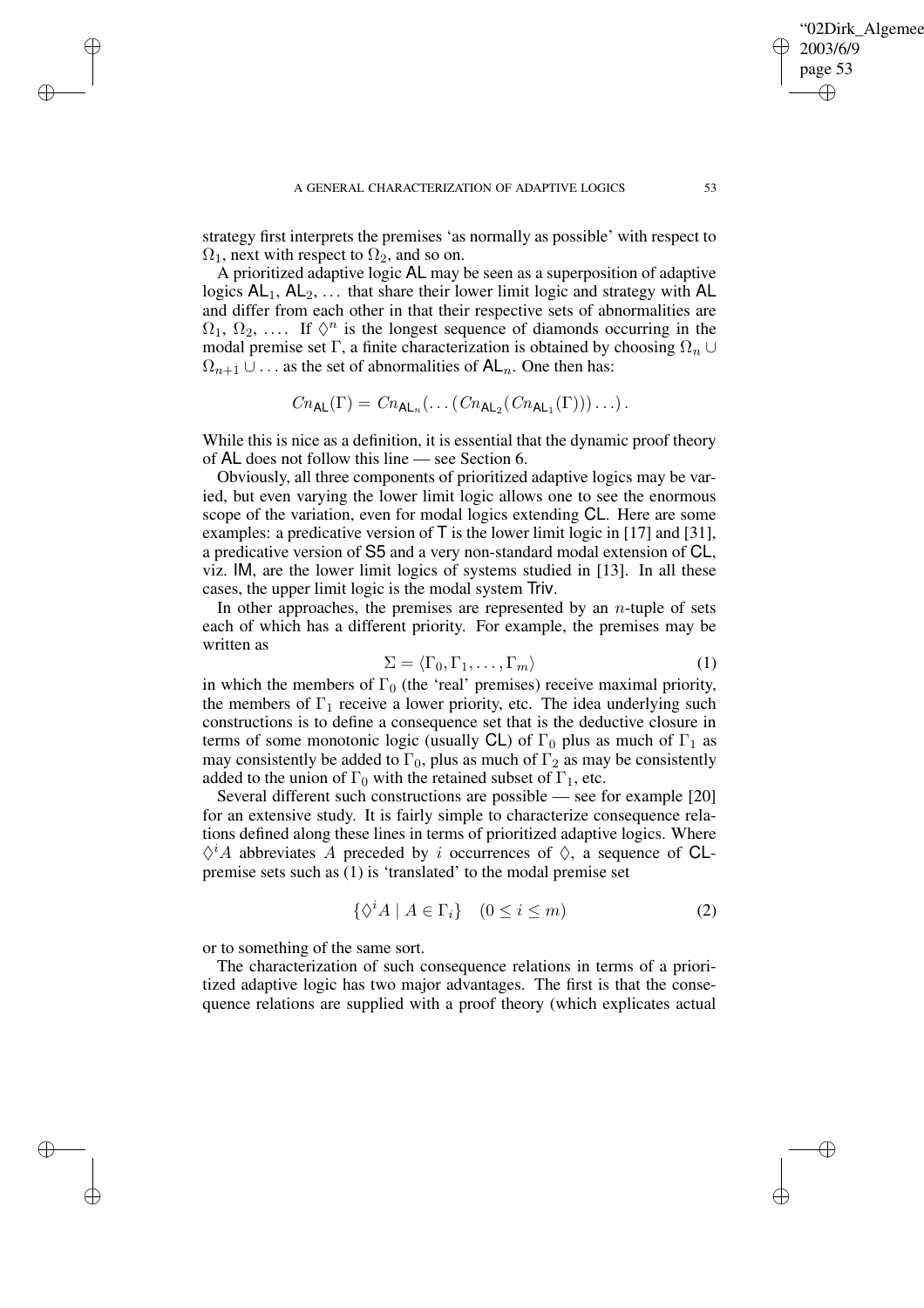strategy first interprets the premises 'as normally as possible' with respect to $\Omega_1$, next with respect to $\Omega_2$, and so on.

A prioritized adaptive logic AL may be seen as a superposition of adaptive logics $\mathsf{AL}_1$, $\mathsf{AL}_2$, ... that share their lower limit logic and strategy with AL and differ from each other in that their respective sets of abnormalities are $\Omega_1$, $\Omega_2$, .... If $\Diamond^n$ is the longest sequence of diamonds occurring in the modal premise set $\Gamma$, a finite characterization is obtained by choosing $\Omega_n \cup \Omega_{n+1} \cup \ldots$ as the set of abnormalities of $\mathsf{AL}_n$. One then has:

$$Cn_{\mathsf{AL}}(\Gamma) = Cn_{\mathsf{AL}_n}(\ldots(Cn_{\mathsf{AL}_2}(Cn_{\mathsf{AL}_1}(\Gamma)))\ldots).$$

While this is nice as a definition, it is essential that the dynamic proof theory of AL does not follow this line — see Section 6.

Obviously, all three components of prioritized adaptive logics may be varied, but even varying the lower limit logic allows one to see the enormous scope of the variation, even for modal logics extending CL. Here are some examples: a predicative version of T is the lower limit logic in [17] and [31], a predicative version of S5 and a very non-standard modal extension of CL, viz. IM, are the lower limit logics of systems studied in [13]. In all these cases, the upper limit logic is the modal system Triv.

In other approaches, the premises are represented by an $n$-tuple of sets each of which has a different priority. For example, the premises may be written as

$$\Sigma = \langle \Gamma_0, \Gamma_1, \ldots, \Gamma_m \rangle \tag{1}$$

in which the members of $\Gamma_0$ (the 'real' premises) receive maximal priority, the members of $\Gamma_1$ receive a lower priority, etc. The idea underlying such constructions is to define a consequence set that is the deductive closure in terms of some monotonic logic (usually CL) of $\Gamma_0$ plus as much of $\Gamma_1$ as may consistently be added to $\Gamma_0$, plus as much of $\Gamma_2$ as may be consistently added to the union of $\Gamma_0$ with the retained subset of $\Gamma_1$, etc.

Several different such constructions are possible — see for example [20] for an extensive study. It is fairly simple to characterize consequence relations defined along these lines in terms of prioritized adaptive logics. Where $\Diamond^i A$ abbreviates $A$ preceded by $i$ occurrences of $\Diamond$, a sequence of CL-premise sets such as (1) is 'translated' to the modal premise set

$$\{\Diamond^i A \mid A \in \Gamma_i\} \quad (0 \le i \le m) \tag{2}$$

or to something of the same sort.

The characterization of such consequence relations in terms of a prioritized adaptive logic has two major advantages. The first is that the consequence relations are supplied with a proof theory (which explicates actual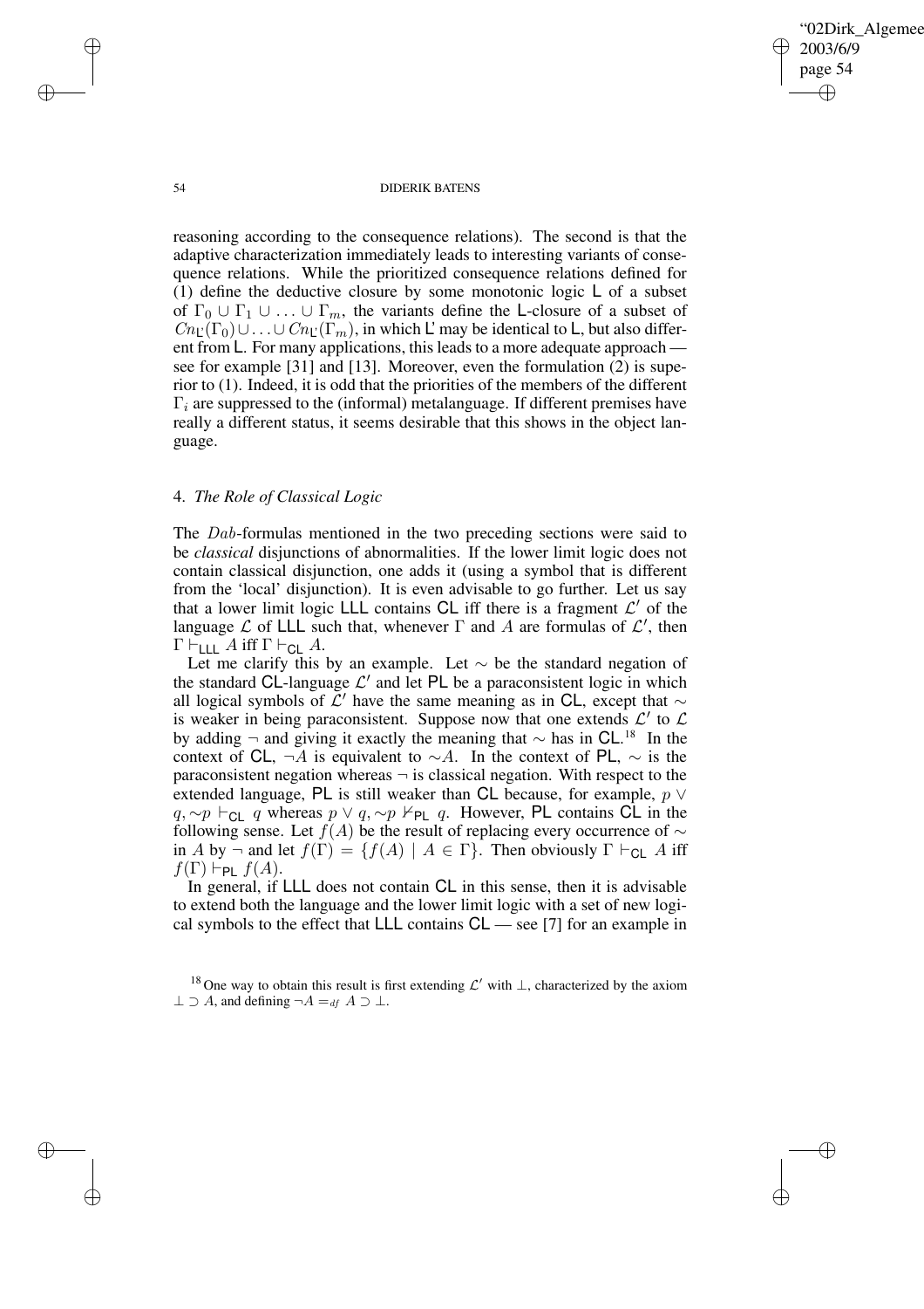reasoning according to the consequence relations). The second is that the adaptive characterization immediately leads to interesting variants of consequence relations. While the prioritized consequence relations defined for (1) define the deductive closure by some monotonic logic L of a subset of $\Gamma_0 \cup \Gamma_1 \cup \ldots \cup \Gamma_m$, the variants define the L-closure of a subset of $Cn_{\mathsf{L}'}(\Gamma_0) \cup \ldots \cup Cn_{\mathsf{L}'}(\Gamma_m)$, in which L' may be identical to L, but also different from L. For many applications, this leads to a more adequate approach — see for example [31] and [13]. Moreover, even the formulation (2) is superior to (1). Indeed, it is odd that the priorities of the members of the different $\Gamma_i$ are suppressed to the (informal) metalanguage. If different premises have really a different status, it seems desirable that this shows in the object language.

## 4. *The Role of Classical Logic*

The $Dab$-formulas mentioned in the two preceding sections were said to be *classical* disjunctions of abnormalities. If the lower limit logic does not contain classical disjunction, one adds it (using a symbol that is different from the 'local' disjunction). It is even advisable to go further. Let us say that a lower limit logic LLL contains CL iff there is a fragment $\mathcal{L}'$ of the language $\mathcal{L}$ of LLL such that, whenever $\Gamma$ and $A$ are formulas of $\mathcal{L}'$, then $\Gamma \vdash_{\mathsf{LLL}} A$ iff $\Gamma \vdash_{\mathsf{CL}} A$.

Let me clarify this by an example. Let $\sim$ be the standard negation of the standard CL-language $\mathcal{L}'$ and let PL be a paraconsistent logic in which all logical symbols of $\mathcal{L}'$ have the same meaning as in CL, except that $\sim$ is weaker in being paraconsistent. Suppose now that one extends $\mathcal{L}'$ to $\mathcal{L}$ by adding $\neg$ and giving it exactly the meaning that $\sim$ has in CL.[18] In the context of CL, $\neg A$ is equivalent to $\sim A$. In the context of PL, $\sim$ is the paraconsistent negation whereas $\neg$ is classical negation. With respect to the extended language, PL is still weaker than CL because, for example, $p \vee q, \sim p \vdash_{\mathsf{CL}} q$ whereas $p \vee q, \sim p \nvdash_{\mathsf{PL}} q$. However, PL contains CL in the following sense. Let $f(A)$ be the result of replacing every occurrence of $\sim$ in $A$ by $\neg$ and let $f(\Gamma) = \{f(A) \mid A \in \Gamma\}$. Then obviously $\Gamma \vdash_{\mathsf{CL}} A$ iff $f(\Gamma) \vdash_{\mathsf{PL}} f(A)$.

In general, if LLL does not contain CL in this sense, then it is advisable to extend both the language and the lower limit logic with a set of new logical symbols to the effect that LLL contains CL — see [7] for an example in

[18] One way to obtain this result is first extending $\mathcal{L}'$ with $\bot$, characterized by the axiom $\bot \supset A$, and defining $\neg A =_{df} A \supset \bot$.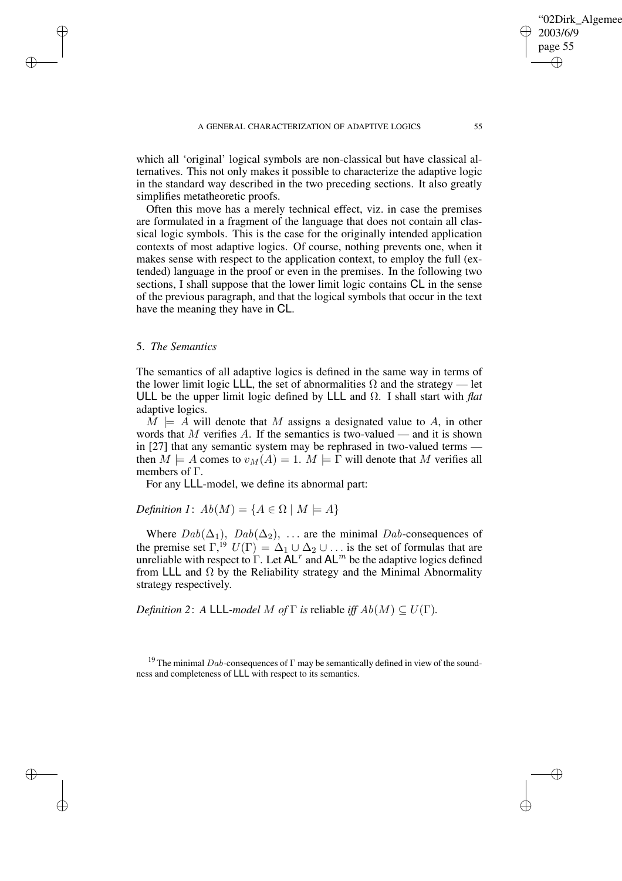which all 'original' logical symbols are non-classical but have classical alternatives. This not only makes it possible to characterize the adaptive logic in the standard way described in the two preceding sections. It also greatly simplifies metatheoretic proofs.

Often this move has a merely technical effect, viz. in case the premises are formulated in a fragment of the language that does not contain all classical logic symbols. This is the case for the originally intended application contexts of most adaptive logics. Of course, nothing prevents one, when it makes sense with respect to the application context, to employ the full (extended) language in the proof or even in the premises. In the following two sections, I shall suppose that the lower limit logic contains CL in the sense of the previous paragraph, and that the logical symbols that occur in the text have the meaning they have in CL.

## 5. *The Semantics*

The semantics of all adaptive logics is defined in the same way in terms of the lower limit logic LLL, the set of abnormalities $\Omega$ and the strategy — let ULL be the upper limit logic defined by LLL and $\Omega$. I shall start with *flat* adaptive logics.

$M \models A$ will denote that $M$ assigns a designated value to $A$, in other words that $M$ verifies $A$. If the semantics is two-valued — and it is shown in [27] that any semantic system may be rephrased in two-valued terms — then $M \models A$ comes to $v_M(A) = 1$. $M \models \Gamma$ will denote that $M$ verifies all members of $\Gamma$.

For any LLL-model, we define its abnormal part:

*Definition 1*: $Ab(M) = \{A \in \Omega \mid M \models A\}$

Where $Dab(\Delta_1)$, $Dab(\Delta_2)$, $\ldots$ are the minimal $Dab$-consequences of the premise set $\Gamma$,[19] $U(\Gamma) = \Delta_1 \cup \Delta_2 \cup \ldots$ is the set of formulas that are unreliable with respect to $\Gamma$. Let $\mathsf{AL}^r$ and $\mathsf{AL}^m$ be the adaptive logics defined from LLL and $\Omega$ by the Reliability strategy and the Minimal Abnormality strategy respectively.

*Definition 2*: *A* LLL*-model* $M$ *of* $\Gamma$ *is* reliable *iff* $Ab(M) \subseteq U(\Gamma)$.

[19] The minimal $Dab$-consequences of $\Gamma$ may be semantically defined in view of the soundness and completeness of LLL with respect to its semantics.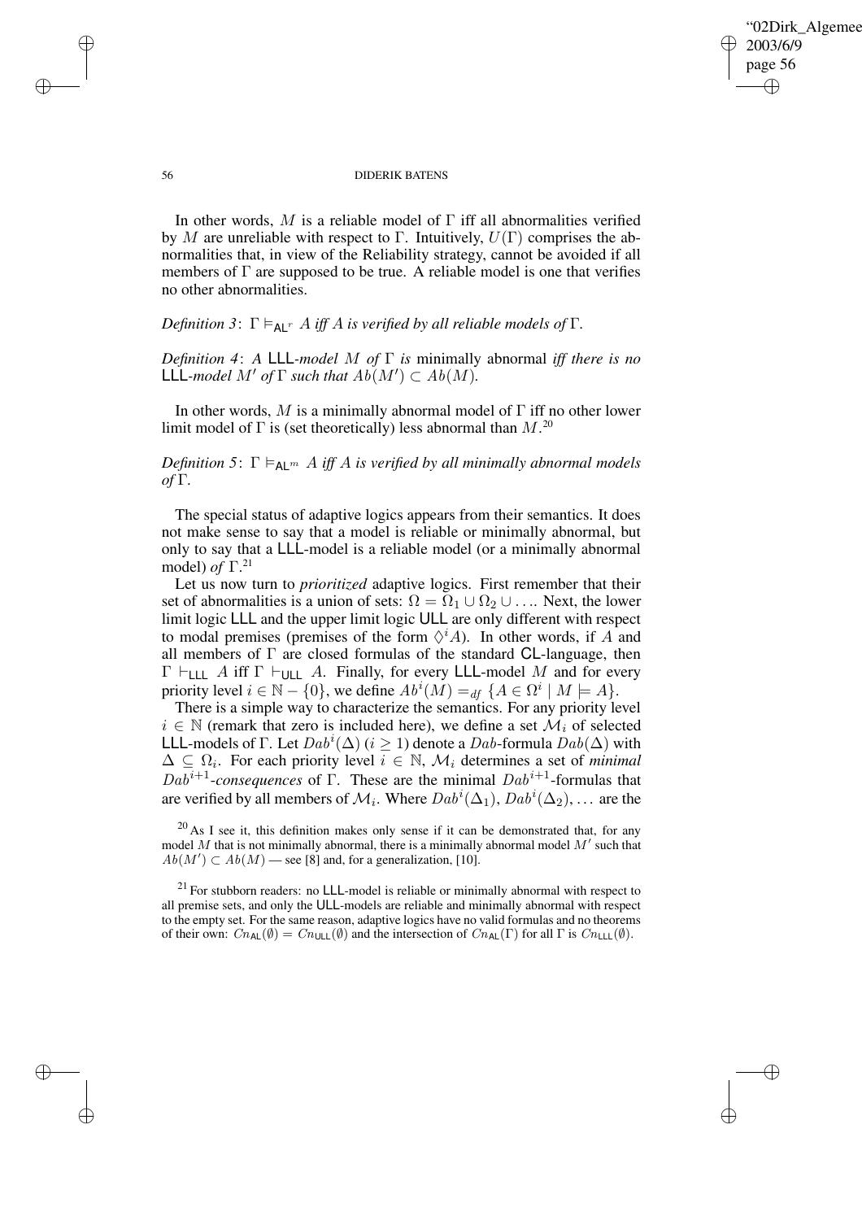In other words, $M$ is a reliable model of $\Gamma$ iff all abnormalities verified by $M$ are unreliable with respect to $\Gamma$. Intuitively, $U(\Gamma)$ comprises the abnormalities that, in view of the Reliability strategy, cannot be avoided if all members of $\Gamma$ are supposed to be true. A reliable model is one that verifies no other abnormalities.

*Definition 3*: $\Gamma \vDash_{\mathsf{AL}^r} A$ *iff* $A$ *is verified by all reliable models of* $\Gamma$.

*Definition 4*: *A* LLL*-model* $M$ *of* $\Gamma$ *is* minimally abnormal *iff there is no* LLL*-model* $M'$ *of* $\Gamma$ *such that* $Ab(M') \subset Ab(M)$.

In other words, $M$ is a minimally abnormal model of $\Gamma$ iff no other lower limit model of $\Gamma$ is (set theoretically) less abnormal than $M$.[20]

*Definition 5*: $\Gamma \vDash_{\mathsf{AL}^m} A$ *iff* $A$ *is verified by all minimally abnormal models of* $\Gamma$.

The special status of adaptive logics appears from their semantics. It does not make sense to say that a model is reliable or minimally abnormal, but only to say that a LLL-model is a reliable model (or a minimally abnormal model) *of* $\Gamma$.[21]

Let us now turn to *prioritized* adaptive logics. First remember that their set of abnormalities is a union of sets: $\Omega = \Omega_1 \cup \Omega_2 \cup \ldots$. Next, the lower limit logic LLL and the upper limit logic ULL are only different with respect to modal premises (premises of the form $\Diamond^i A$). In other words, if $A$ and all members of $\Gamma$ are closed formulas of the standard CL-language, then $\Gamma \vdash_{\mathsf{LLL}} A$ iff $\Gamma \vdash_{\mathsf{ULL}} A$. Finally, for every LLL-model $M$ and for every priority level $i \in \mathbb{N} - \{0\}$, we define $Ab^i(M) =_{df} \{A \in \Omega^i \mid M \models A\}$.

There is a simple way to characterize the semantics. For any priority level $i \in \mathbb{N}$ (remark that zero is included here), we define a set $\mathcal{M}_i$ of selected LLL-models of $\Gamma$. Let $Dab^i(\Delta)$ $(i \geq 1)$ denote a $Dab$-formula $Dab(\Delta)$ with $\Delta \subseteq \Omega_i$. For each priority level $i \in \mathbb{N}$, $\mathcal{M}_i$ determines a set of *minimal* $Dab^{i+1}$*-consequences* of $\Gamma$. These are the minimal $Dab^{i+1}$-formulas that are verified by all members of $\mathcal{M}_i$. Where $Dab^i(\Delta_1)$, $Dab^i(\Delta_2)$, $\ldots$ are the

[20] As I see it, this definition makes only sense if it can be demonstrated that, for any model $M$ that is not minimally abnormal, there is a minimally abnormal model $M'$ such that $Ab(M') \subset Ab(M)$ — see [8] and, for a generalization, [10].

[21] For stubborn readers: no LLL-model is reliable or minimally abnormal with respect to all premise sets, and only the ULL-models are reliable and minimally abnormal with respect to the empty set. For the same reason, adaptive logics have no valid formulas and no theorems of their own: $Cn_{\mathsf{AL}}(\emptyset) = Cn_{\mathsf{ULL}}(\emptyset)$ and the intersection of $Cn_{\mathsf{AL}}(\Gamma)$ for all $\Gamma$ is $Cn_{\mathsf{LLL}}(\emptyset)$.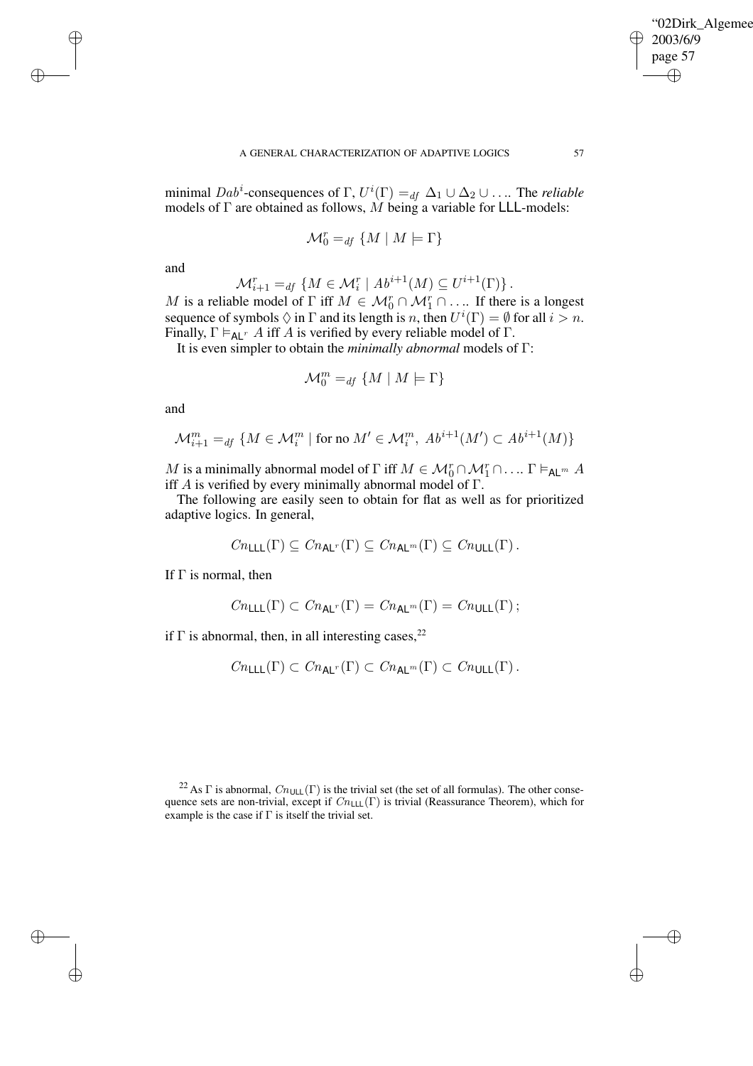minimal $Dab^i$-consequences of $\Gamma$, $U^i(\Gamma) =_{df} \Delta_1 \cup \Delta_2 \cup \ldots$. The *reliable* models of $\Gamma$ are obtained as follows, $M$ being a variable for LLL-models:

$$\mathcal{M}_0^r =_{df} \{M \mid M \models \Gamma\}$$

and

$$\mathcal{M}_{i+1}^r =_{df} \{M \in \mathcal{M}_i^r \mid Ab^{i+1}(M) \subseteq U^{i+1}(\Gamma)\}.$$

$M$ is a reliable model of $\Gamma$ iff $M \in \mathcal{M}_0^r \cap \mathcal{M}_1^r \cap \ldots$. If there is a longest sequence of symbols $\Diamond$ in $\Gamma$ and its length is $n$, then $U^i(\Gamma) = \emptyset$ for all $i > n$. Finally, $\Gamma \models_{\mathsf{AL}^r} A$ iff $A$ is verified by every reliable model of $\Gamma$.

It is even simpler to obtain the *minimally abnormal* models of $\Gamma$:

$$\mathcal{M}_0^m =_{df} \{M \mid M \models \Gamma\}$$

and

$$\mathcal{M}_{i+1}^m =_{df} \{M \in \mathcal{M}_i^m \mid \text{for no } M' \in \mathcal{M}_i^m,\ Ab^{i+1}(M') \subset Ab^{i+1}(M)\}$$

$M$ is a minimally abnormal model of $\Gamma$ iff $M \in \mathcal{M}_0^r \cap \mathcal{M}_1^r \cap \ldots$. $\Gamma \models_{\mathsf{AL}^m} A$ iff $A$ is verified by every minimally abnormal model of $\Gamma$.

The following are easily seen to obtain for flat as well as for prioritized adaptive logics. In general,

$$Cn_{\mathsf{LLL}}(\Gamma) \subseteq Cn_{\mathsf{AL}^r}(\Gamma) \subseteq Cn_{\mathsf{AL}^m}(\Gamma) \subseteq Cn_{\mathsf{ULL}}(\Gamma).$$

If $\Gamma$ is normal, then

$$Cn_{\mathsf{LLL}}(\Gamma) \subset Cn_{\mathsf{AL}^r}(\Gamma) = Cn_{\mathsf{AL}^m}(\Gamma) = Cn_{\mathsf{ULL}}(\Gamma);$$

if $\Gamma$ is abnormal, then, in all interesting cases,[22]

$$Cn_{\mathsf{LLL}}(\Gamma) \subset Cn_{\mathsf{AL}^r}(\Gamma) \subset Cn_{\mathsf{AL}^m}(\Gamma) \subset Cn_{\mathsf{ULL}}(\Gamma).$$

[22] As $\Gamma$ is abnormal, $Cn_{\mathsf{ULL}}(\Gamma)$ is the trivial set (the set of all formulas). The other consequence sets are non-trivial, except if $Cn_{\mathsf{LLL}}(\Gamma)$ is trivial (Reassurance Theorem), which for example is the case if $\Gamma$ is itself the trivial set.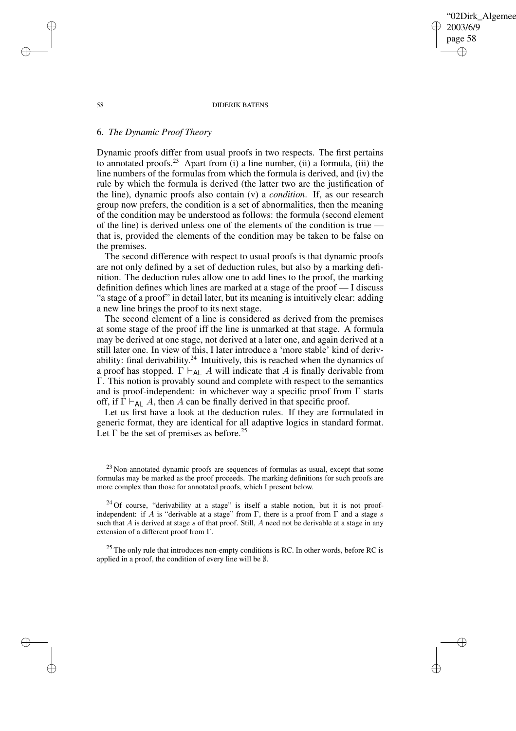## 6. *The Dynamic Proof Theory*

Dynamic proofs differ from usual proofs in two respects. The first pertains to annotated proofs.[23] Apart from (i) a line number, (ii) a formula, (iii) the line numbers of the formulas from which the formula is derived, and (iv) the rule by which the formula is derived (the latter two are the justification of the line), dynamic proofs also contain (v) a *condition*. If, as our research group now prefers, the condition is a set of abnormalities, then the meaning of the condition may be understood as follows: the formula (second element of the line) is derived unless one of the elements of the condition is true — that is, provided the elements of the condition may be taken to be false on the premises.

The second difference with respect to usual proofs is that dynamic proofs are not only defined by a set of deduction rules, but also by a marking definition. The deduction rules allow one to add lines to the proof, the marking definition defines which lines are marked at a stage of the proof — I discuss "a stage of a proof" in detail later, but its meaning is intuitively clear: adding a new line brings the proof to its next stage.

The second element of a line is considered as derived from the premises at some stage of the proof iff the line is unmarked at that stage. A formula may be derived at one stage, not derived at a later one, and again derived at a still later one. In view of this, I later introduce a 'more stable' kind of derivability: final derivability.[24] Intuitively, this is reached when the dynamics of a proof has stopped. $\Gamma \vdash_{\mathsf{AL}} A$ will indicate that $A$ is finally derivable from $\Gamma$. This notion is provably sound and complete with respect to the semantics and is proof-independent: in whichever way a specific proof from $\Gamma$ starts off, if $\Gamma \vdash_{\mathsf{AL}} A$, then $A$ can be finally derived in that specific proof.

Let us first have a look at the deduction rules. If they are formulated in generic format, they are identical for all adaptive logics in standard format. Let $\Gamma$ be the set of premises as before.[25]

---

[23] Non-annotated dynamic proofs are sequences of formulas as usual, except that some formulas may be marked as the proof proceeds. The marking definitions for such proofs are more complex than those for annotated proofs, which I present below.

[24] Of course, "derivability at a stage" is itself a stable notion, but it is not proof-independent: if $A$ is "derivable at a stage" from $\Gamma$, there is a proof from $\Gamma$ and a stage $s$ such that $A$ is derived at stage $s$ of that proof. Still, $A$ need not be derivable at a stage in any extension of a different proof from $\Gamma$.

[25] The only rule that introduces non-empty conditions is RC. In other words, before RC is applied in a proof, the condition of every line will be $\emptyset$.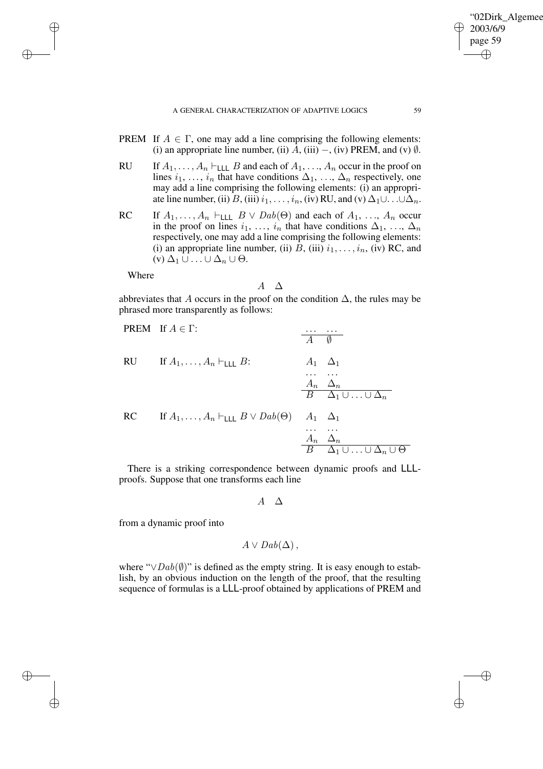PREM If $A \in \Gamma$, one may add a line comprising the following elements: (i) an appropriate line number, (ii) $A$, (iii) $-$, (iv) PREM, and (v) $\emptyset$.

RU If $A_1, \ldots, A_n \vdash_{\mathsf{LLL}} B$ and each of $A_1, \ldots, A_n$ occur in the proof on lines $i_1, \ldots, i_n$ that have conditions $\Delta_1, \ldots, \Delta_n$ respectively, one may add a line comprising the following elements: (i) an appropriate line number, (ii) $B$, (iii) $i_1, \ldots, i_n$, (iv) RU, and (v) $\Delta_1 \cup \ldots \cup \Delta_n$.

RC If $A_1, \ldots, A_n \vdash_{\mathsf{LLL}} B \vee Dab(\Theta)$ and each of $A_1, \ldots, A_n$ occur in the proof on lines $i_1, \ldots, i_n$ that have conditions $\Delta_1, \ldots, \Delta_n$ respectively, one may add a line comprising the following elements: (i) an appropriate line number, (ii) $B$, (iii) $i_1, \ldots, i_n$, (iv) RC, and (v) $\Delta_1 \cup \ldots \cup \Delta_n \cup \Theta$.

Where

$$A \quad \Delta$$

abbreviates that $A$ occurs in the proof on the condition $\Delta$, the rules may be phrased more transparently as follows:

PREM If $A \in \Gamma$:

$$\begin{array}{ll} \ldots & \ldots \\ \hline A & \emptyset \end{array}$$

RU If $A_1, \ldots, A_n \vdash_{\mathsf{LLL}} B$:

$$\begin{array}{ll} A_1 & \Delta_1 \\ \ldots & \ldots \\ A_n & \Delta_n \\ \hline B & \Delta_1 \cup \ldots \cup \Delta_n \end{array}$$

RC If $A_1, \ldots, A_n \vdash_{\mathsf{LLL}} B \vee Dab(\Theta)$

$$\begin{array}{ll} A_1 & \Delta_1 \\ \ldots & \ldots \\ A_n & \Delta_n \\ \hline B & \Delta_1 \cup \ldots \cup \Delta_n \cup \Theta \end{array}$$

There is a striking correspondence between dynamic proofs and LLL-proofs. Suppose that one transforms each line

$$A \quad \Delta$$

from a dynamic proof into

$$A \vee Dab(\Delta)\,,$$

where "$\vee Dab(\emptyset)$" is defined as the empty string. It is easy enough to establish, by an obvious induction on the length of the proof, that the resulting sequence of formulas is a LLL-proof obtained by applications of PREM and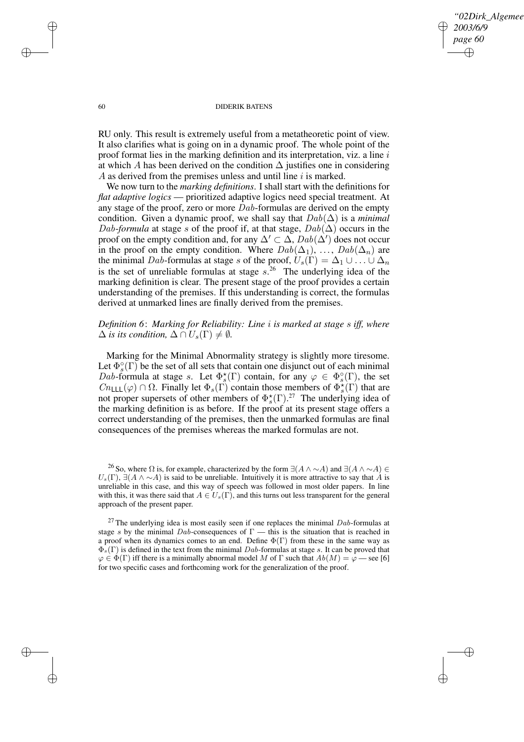RU only. This result is extremely useful from a metatheoretic point of view. It also clarifies what is going on in a dynamic proof. The whole point of the proof format lies in the marking definition and its interpretation, viz. a line $i$ at which $A$ has been derived on the condition $\Delta$ justifies one in considering $A$ as derived from the premises unless and until line $i$ is marked.

We now turn to the *marking definitions*. I shall start with the definitions for *flat adaptive logics* — prioritized adaptive logics need special treatment. At any stage of the proof, zero or more $Dab$-formulas are derived on the empty condition. Given a dynamic proof, we shall say that $Dab(\Delta)$ is a *minimal* $Dab$*-formula* at stage $s$ of the proof if, at that stage, $Dab(\Delta)$ occurs in the proof on the empty condition and, for any $\Delta' \subset \Delta$, $Dab(\Delta')$ does not occur in the proof on the empty condition. Where $Dab(\Delta_1), \ldots, Dab(\Delta_n)$ are the minimal $Dab$-formulas at stage $s$ of the proof, $U_s(\Gamma) = \Delta_1 \cup \ldots \cup \Delta_n$ is the set of unreliable formulas at stage $s$.[26] The underlying idea of the marking definition is clear. The present stage of the proof provides a certain understanding of the premises. If this understanding is correct, the formulas derived at unmarked lines are finally derived from the premises.

*Definition 6*: *Marking for Reliability: Line $i$ is marked at stage $s$ iff, where $\Delta$ is its condition, $\Delta \cap U_s(\Gamma) \neq \emptyset$.*

Marking for the Minimal Abnormality strategy is slightly more tiresome. Let $\Phi^{\circ}_s(\Gamma)$ be the set of all sets that contain one disjunct out of each minimal $Dab$-formula at stage $s$. Let $\Phi^{\star}_s(\Gamma)$ contain, for any $\varphi \in \Phi^{\circ}_s(\Gamma)$, the set $Cn_{\mathsf{LLL}}(\varphi) \cap \Omega$. Finally let $\Phi_s(\Gamma)$ contain those members of $\Phi^{\star}_s(\Gamma)$ that are not proper supersets of other members of $\Phi^{\star}_s(\Gamma)$.[27] The underlying idea of the marking definition is as before. If the proof at its present stage offers a correct understanding of the premises, then the unmarked formulas are final consequences of the premises whereas the marked formulas are not.

[26] So, where $\Omega$ is, for example, characterized by the form $\exists(A \wedge {\sim}A)$ and $\exists(A \wedge {\sim}A) \in U_s(\Gamma)$, $\exists(A \wedge {\sim}A)$ is said to be unreliable. Intuitively it is more attractive to say that $A$ is unreliable in this case, and this way of speech was followed in most older papers. In line with this, it was there said that $A \in U_s(\Gamma)$, and this turns out less transparent for the general approach of the present paper.

[27] The underlying idea is most easily seen if one replaces the minimal $Dab$-formulas at stage $s$ by the minimal $Dab$-consequences of $\Gamma$ — this is the situation that is reached in a proof when its dynamics comes to an end. Define $\Phi(\Gamma)$ from these in the same way as $\Phi_s(\Gamma)$ is defined in the text from the minimal $Dab$-formulas at stage $s$. It can be proved that $\varphi \in \Phi(\Gamma)$ iff there is a minimally abnormal model $M$ of $\Gamma$ such that $Ab(M) = \varphi$ — see [6] for two specific cases and forthcoming work for the generalization of the proof.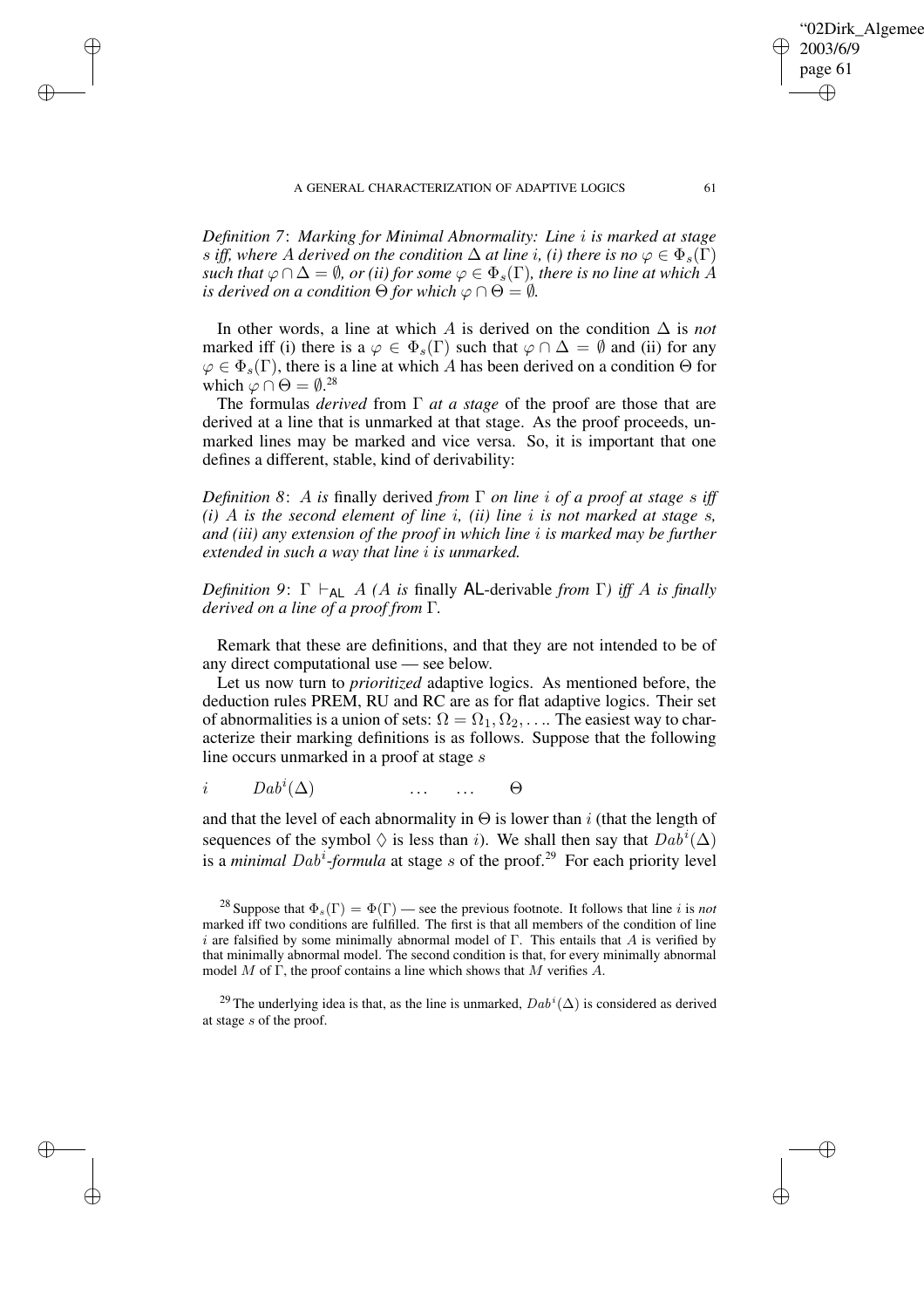*Definition 7*: *Marking for Minimal Abnormality: Line $i$ is marked at stage $s$ iff, where $A$ derived on the condition $\Delta$ at line $i$, (i) there is no $\varphi \in \Phi_s(\Gamma)$ such that $\varphi \cap \Delta = \emptyset$, or (ii) for some $\varphi \in \Phi_s(\Gamma)$, there is no line at which $A$ is derived on a condition $\Theta$ for which $\varphi \cap \Theta = \emptyset$.*

In other words, a line at which $A$ is derived on the condition $\Delta$ is *not* marked iff (i) there is a $\varphi \in \Phi_s(\Gamma)$ such that $\varphi \cap \Delta = \emptyset$ and (ii) for any $\varphi \in \Phi_s(\Gamma)$, there is a line at which $A$ has been derived on a condition $\Theta$ for which $\varphi \cap \Theta = \emptyset$.[28]

The formulas *derived* from $\Gamma$ *at a stage* of the proof are those that are derived at a line that is unmarked at that stage. As the proof proceeds, unmarked lines may be marked and vice versa. So, it is important that one defines a different, stable, kind of derivability:

*Definition 8*: *$A$ is* finally derived *from $\Gamma$ on line $i$ of a proof at stage $s$ iff (i) $A$ is the second element of line $i$, (ii) line $i$ is not marked at stage $s$, and (iii) any extension of the proof in which line $i$ is marked may be further extended in such a way that line $i$ is unmarked.*

*Definition 9*: $\Gamma \vdash_{\mathsf{AL}} A$ *($A$ is* finally $\mathsf{AL}$-derivable *from $\Gamma$) iff $A$ is finally derived on a line of a proof from $\Gamma$.*

Remark that these are definitions, and that they are not intended to be of any direct computational use — see below.

Let us now turn to *prioritized* adaptive logics. As mentioned before, the deduction rules PREM, RU and RC are as for flat adaptive logics. Their set of abnormalities is a union of sets: $\Omega = \Omega_1, \Omega_2, \ldots$. The easiest way to characterize their marking definitions is as follows. Suppose that the following line occurs unmarked in a proof at stage $s$

$$i \qquad Dab^i(\Delta) \qquad\qquad \ldots \quad \ldots \quad \Theta$$

and that the level of each abnormality in $\Theta$ is lower than $i$ (that the length of sequences of the symbol $\Diamond$ is less than $i$). We shall then say that $Dab^i(\Delta)$ is a *minimal $Dab^i$-formula* at stage $s$ of the proof.[29] For each priority level

[28] Suppose that $\Phi_s(\Gamma) = \Phi(\Gamma)$ — see the previous footnote. It follows that line $i$ is *not* marked iff two conditions are fulfilled. The first is that all members of the condition of line $i$ are falsified by some minimally abnormal model of $\Gamma$. This entails that $A$ is verified by that minimally abnormal model. The second condition is that, for every minimally abnormal model $M$ of $\Gamma$, the proof contains a line which shows that $M$ verifies $A$.

[29] The underlying idea is that, as the line is unmarked, $Dab^i(\Delta)$ is considered as derived at stage $s$ of the proof.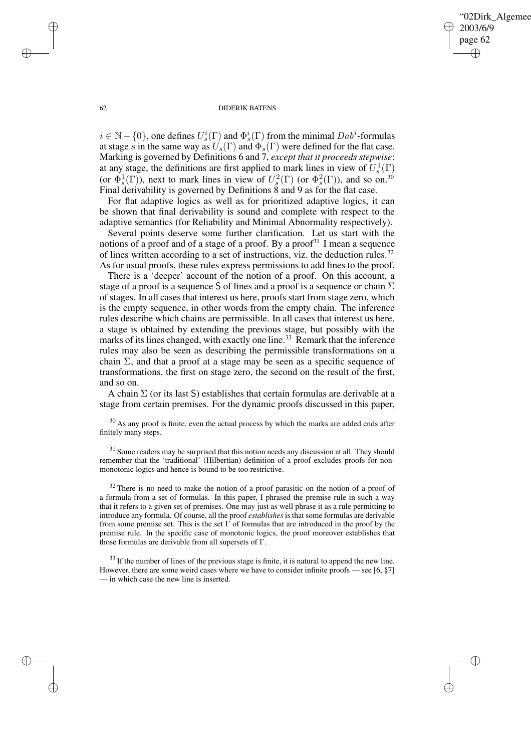$i \in \mathbb{N} - \{0\}$, one defines $U_s^i(\Gamma)$ and $\Phi_s^i(\Gamma)$ from the minimal $Dab^i$-formulas at stage $s$ in the same way as $U_s(\Gamma)$ and $\Phi_s(\Gamma)$ were defined for the flat case. Marking is governed by Definitions 6 and 7, *except that it proceeds stepwise*: at any stage, the definitions are first applied to mark lines in view of $U_s^1(\Gamma)$ (or $\Phi_s^1(\Gamma)$), next to mark lines in view of $U_s^2(\Gamma)$ (or $\Phi_s^2(\Gamma)$), and so on.[30] Final derivability is governed by Definitions 8 and 9 as for the flat case.

For flat adaptive logics as well as for prioritized adaptive logics, it can be shown that final derivability is sound and complete with respect to the adaptive semantics (for Reliability and Minimal Abnormality respectively).

Several points deserve some further clarification. Let us start with the notions of a proof and of a stage of a proof. By a proof[31] I mean a sequence of lines written according to a set of instructions, viz. the deduction rules.[32] As for usual proofs, these rules express permissions to add lines to the proof.

There is a 'deeper' account of the notion of a proof. On this account, a stage of a proof is a sequence S of lines and a proof is a sequence or chain $\Sigma$ of stages. In all cases that interest us here, proofs start from stage zero, which is the empty sequence, in other words from the empty chain. The inference rules describe which chains are permissible. In all cases that interest us here, a stage is obtained by extending the previous stage, but possibly with the marks of its lines changed, with exactly one line.[33] Remark that the inference rules may also be seen as describing the permissible transformations on a chain $\Sigma$, and that a proof at a stage may be seen as a specific sequence of transformations, the first on stage zero, the second on the result of the first, and so on.

A chain $\Sigma$ (or its last S) establishes that certain formulas are derivable at a stage from certain premises. For the dynamic proofs discussed in this paper,

[30] As any proof is finite, even the actual process by which the marks are added ends after finitely many steps.

[31] Some readers may be surprised that this notion needs any discussion at all. They should remember that the 'traditional' (Hilbertian) definition of a proof excludes proofs for non-monotonic logics and hence is bound to be too restrictive.

[32] There is no need to make the notion of a proof parasitic on the notion of a proof of a formula from a set of formulas. In this paper, I phrased the premise rule in such a way that it refers to a given set of premises. One may just as well phrase it as a rule permitting to introduce any formula. Of course, all the proof *establishes* is that some formulas are derivable from some premise set. This is the set $\Gamma$ of formulas that are introduced in the proof by the premise rule. In the specific case of monotonic logics, the proof moreover establishes that those formulas are derivable from all supersets of $\Gamma$.

[33] If the number of lines of the previous stage is finite, it is natural to append the new line. However, there are some weird cases where we have to consider infinite proofs — see [6, §7] — in which case the new line is inserted.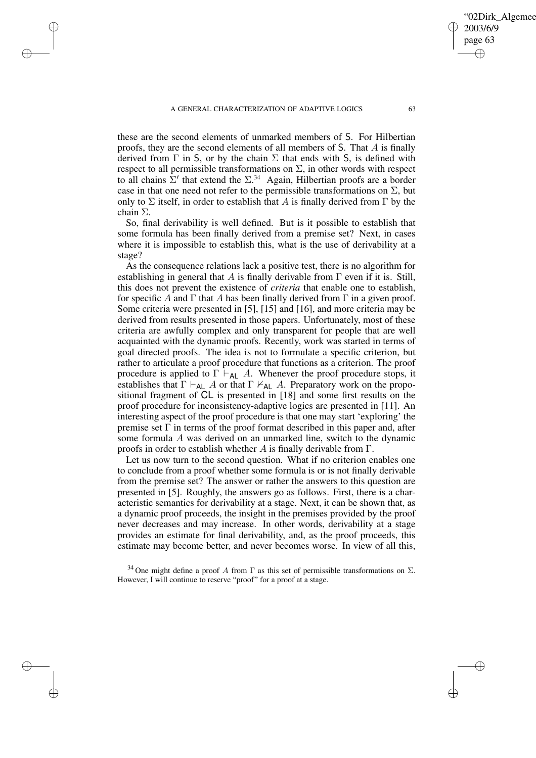these are the second elements of unmarked members of S. For Hilbertian proofs, they are the second elements of all members of S. That $A$ is finally derived from $\Gamma$ in S, or by the chain $\Sigma$ that ends with S, is defined with respect to all permissible transformations on $\Sigma$, in other words with respect to all chains $\Sigma'$ that extend the $\Sigma$.[34] Again, Hilbertian proofs are a border case in that one need not refer to the permissible transformations on $\Sigma$, but only to $\Sigma$ itself, in order to establish that $A$ is finally derived from $\Gamma$ by the chain $\Sigma$.

So, final derivability is well defined. But is it possible to establish that some formula has been finally derived from a premise set? Next, in cases where it is impossible to establish this, what is the use of derivability at a stage?

As the consequence relations lack a positive test, there is no algorithm for establishing in general that $A$ is finally derivable from $\Gamma$ even if it is. Still, this does not prevent the existence of *criteria* that enable one to establish, for specific $A$ and $\Gamma$ that $A$ has been finally derived from $\Gamma$ in a given proof. Some criteria were presented in [5], [15] and [16], and more criteria may be derived from results presented in those papers. Unfortunately, most of these criteria are awfully complex and only transparent for people that are well acquainted with the dynamic proofs. Recently, work was started in terms of goal directed proofs. The idea is not to formulate a specific criterion, but rather to articulate a proof procedure that functions as a criterion. The proof procedure is applied to $\Gamma \vdash_{\mathsf{AL}} A$. Whenever the proof procedure stops, it establishes that $\Gamma \vdash_{\mathsf{AL}} A$ or that $\Gamma \nvdash_{\mathsf{AL}} A$. Preparatory work on the propositional fragment of CL is presented in [18] and some first results on the proof procedure for inconsistency-adaptive logics are presented in [11]. An interesting aspect of the proof procedure is that one may start 'exploring' the premise set $\Gamma$ in terms of the proof format described in this paper and, after some formula $A$ was derived on an unmarked line, switch to the dynamic proofs in order to establish whether $A$ is finally derivable from $\Gamma$.

Let us now turn to the second question. What if no criterion enables one to conclude from a proof whether some formula is or is not finally derivable from the premise set? The answer or rather the answers to this question are presented in [5]. Roughly, the answers go as follows. First, there is a characteristic semantics for derivability at a stage. Next, it can be shown that, as a dynamic proof proceeds, the insight in the premises provided by the proof never decreases and may increase. In other words, derivability at a stage provides an estimate for final derivability, and, as the proof proceeds, this estimate may become better, and never becomes worse. In view of all this,

[34] One might define a proof $A$ from $\Gamma$ as this set of permissible transformations on $\Sigma$. However, I will continue to reserve "proof" for a proof at a stage.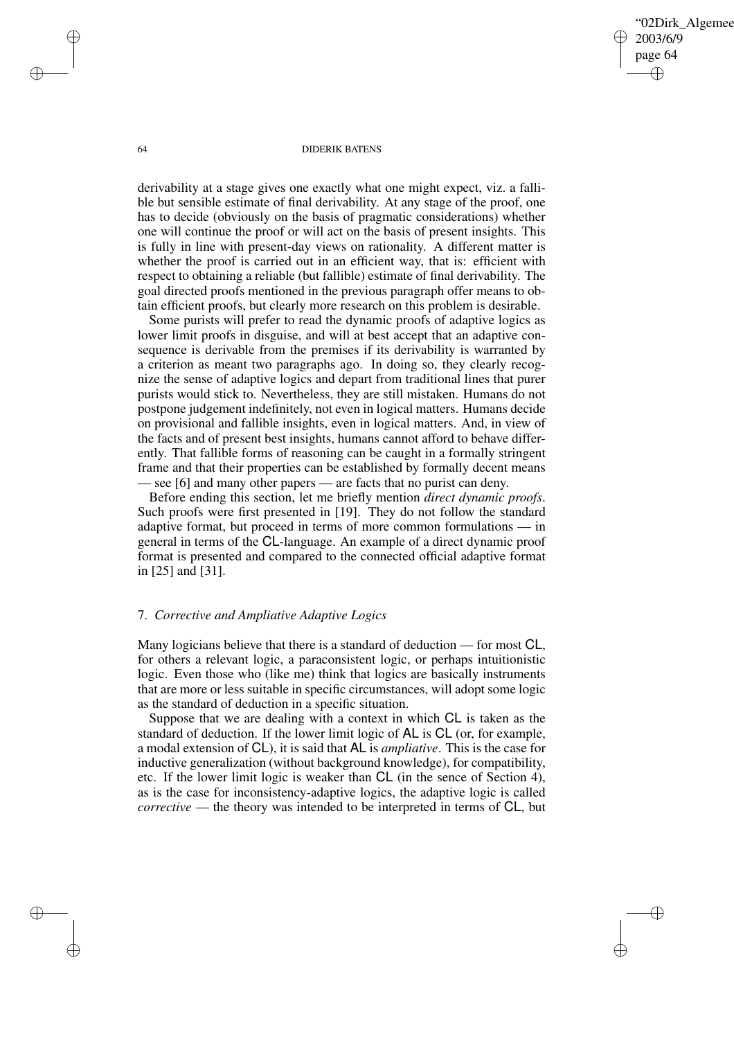derivability at a stage gives one exactly what one might expect, viz. a fallible but sensible estimate of final derivability. At any stage of the proof, one has to decide (obviously on the basis of pragmatic considerations) whether one will continue the proof or will act on the basis of present insights. This is fully in line with present-day views on rationality. A different matter is whether the proof is carried out in an efficient way, that is: efficient with respect to obtaining a reliable (but fallible) estimate of final derivability. The goal directed proofs mentioned in the previous paragraph offer means to obtain efficient proofs, but clearly more research on this problem is desirable.

Some purists will prefer to read the dynamic proofs of adaptive logics as lower limit proofs in disguise, and will at best accept that an adaptive consequence is derivable from the premises if its derivability is warranted by a criterion as meant two paragraphs ago. In doing so, they clearly recognize the sense of adaptive logics and depart from traditional lines that purer purists would stick to. Nevertheless, they are still mistaken. Humans do not postpone judgement indefinitely, not even in logical matters. Humans decide on provisional and fallible insights, even in logical matters. And, in view of the facts and of present best insights, humans cannot afford to behave differently. That fallible forms of reasoning can be caught in a formally stringent frame and that their properties can be established by formally decent means — see [6] and many other papers — are facts that no purist can deny.

Before ending this section, let me briefly mention *direct dynamic proofs*. Such proofs were first presented in [19]. They do not follow the standard adaptive format, but proceed in terms of more common formulations — in general in terms of the CL-language. An example of a direct dynamic proof format is presented and compared to the connected official adaptive format in [25] and [31].

## 7. *Corrective and Ampliative Adaptive Logics*

Many logicians believe that there is a standard of deduction — for most CL, for others a relevant logic, a paraconsistent logic, or perhaps intuitionistic logic. Even those who (like me) think that logics are basically instruments that are more or less suitable in specific circumstances, will adopt some logic as the standard of deduction in a specific situation.

Suppose that we are dealing with a context in which CL is taken as the standard of deduction. If the lower limit logic of AL is CL (or, for example, a modal extension of CL), it is said that AL is *ampliative*. This is the case for inductive generalization (without background knowledge), for compatibility, etc. If the lower limit logic is weaker than CL (in the sence of Section 4), as is the case for inconsistency-adaptive logics, the adaptive logic is called *corrective* — the theory was intended to be interpreted in terms of CL, but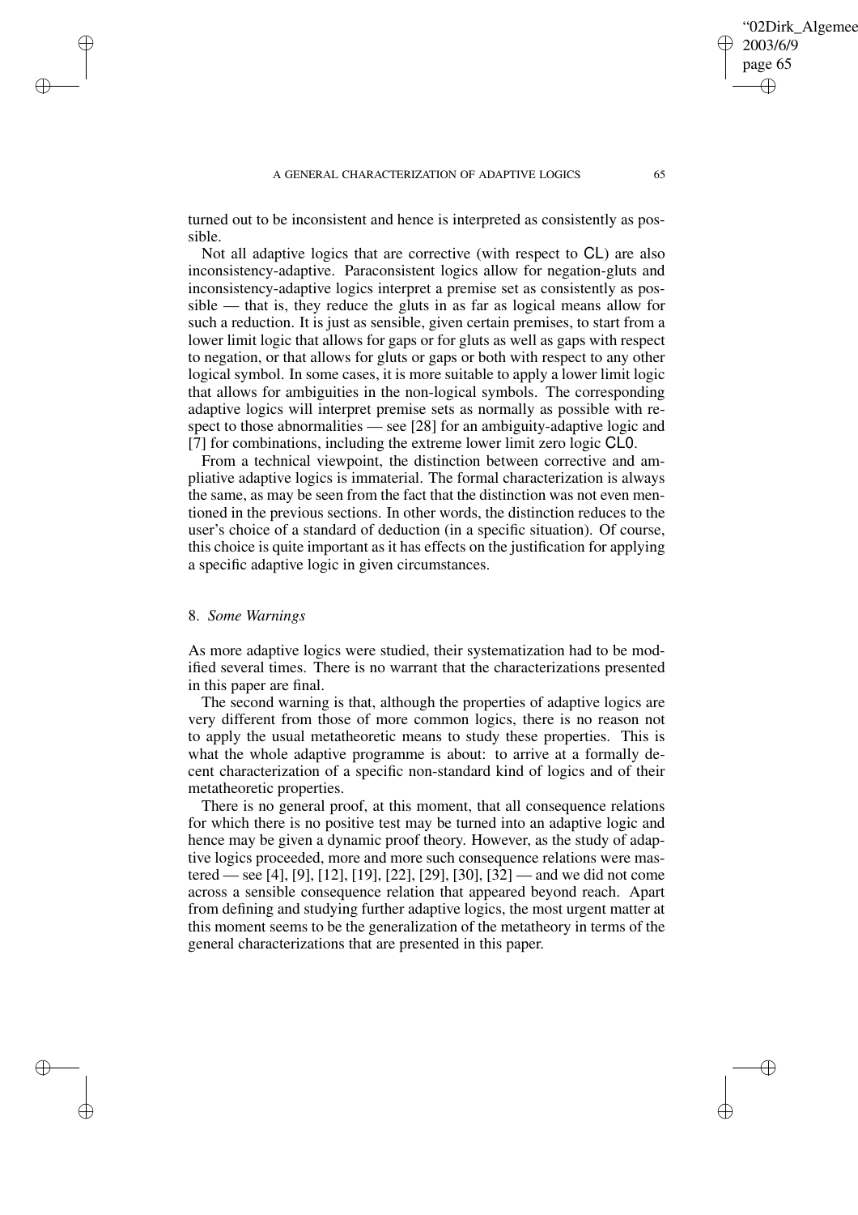turned out to be inconsistent and hence is interpreted as consistently as possible.

Not all adaptive logics that are corrective (with respect to CL) are also inconsistency-adaptive. Paraconsistent logics allow for negation-gluts and inconsistency-adaptive logics interpret a premise set as consistently as possible — that is, they reduce the gluts in as far as logical means allow for such a reduction. It is just as sensible, given certain premises, to start from a lower limit logic that allows for gaps or for gluts as well as gaps with respect to negation, or that allows for gluts or gaps or both with respect to any other logical symbol. In some cases, it is more suitable to apply a lower limit logic that allows for ambiguities in the non-logical symbols. The corresponding adaptive logics will interpret premise sets as normally as possible with respect to those abnormalities — see [28] for an ambiguity-adaptive logic and [7] for combinations, including the extreme lower limit zero logic CL0.

From a technical viewpoint, the distinction between corrective and ampliative adaptive logics is immaterial. The formal characterization is always the same, as may be seen from the fact that the distinction was not even mentioned in the previous sections. In other words, the distinction reduces to the user's choice of a standard of deduction (in a specific situation). Of course, this choice is quite important as it has effects on the justification for applying a specific adaptive logic in given circumstances.

## 8. *Some Warnings*

As more adaptive logics were studied, their systematization had to be modified several times. There is no warrant that the characterizations presented in this paper are final.

The second warning is that, although the properties of adaptive logics are very different from those of more common logics, there is no reason not to apply the usual metatheoretic means to study these properties. This is what the whole adaptive programme is about: to arrive at a formally decent characterization of a specific non-standard kind of logics and of their metatheoretic properties.

There is no general proof, at this moment, that all consequence relations for which there is no positive test may be turned into an adaptive logic and hence may be given a dynamic proof theory. However, as the study of adaptive logics proceeded, more and more such consequence relations were mastered — see [4], [9], [12], [19], [22], [29], [30], [32] — and we did not come across a sensible consequence relation that appeared beyond reach. Apart from defining and studying further adaptive logics, the most urgent matter at this moment seems to be the generalization of the metatheory in terms of the general characterizations that are presented in this paper.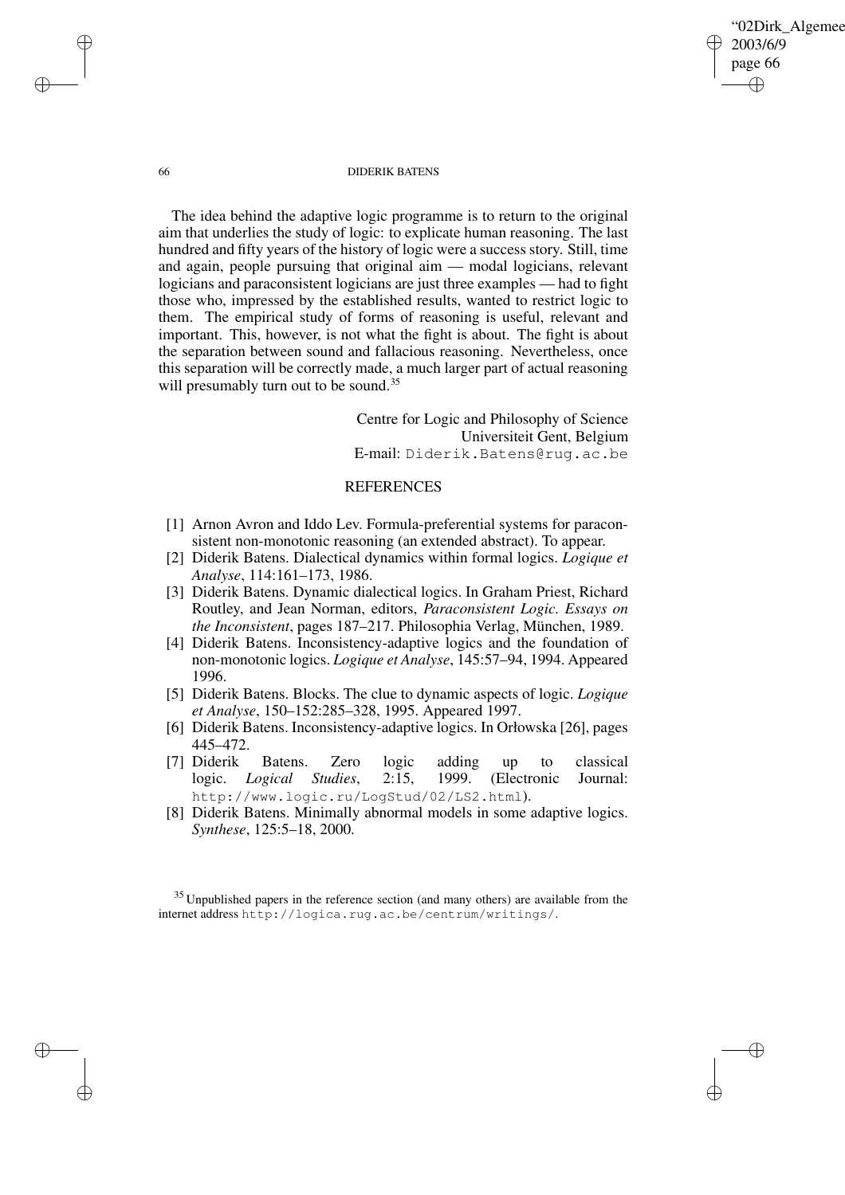The idea behind the adaptive logic programme is to return to the original aim that underlies the study of logic: to explicate human reasoning. The last hundred and fifty years of the history of logic were a success story. Still, time and again, people pursuing that original aim — modal logicians, relevant logicians and paraconsistent logicians are just three examples — had to fight those who, impressed by the established results, wanted to restrict logic to them. The empirical study of forms of reasoning is useful, relevant and important. This, however, is not what the fight is about. The fight is about the separation between sound and fallacious reasoning. Nevertheless, once this separation will be correctly made, a much larger part of actual reasoning will presumably turn out to be sound.[35]

Centre for Logic and Philosophy of Science
Universiteit Gent, Belgium
E-mail: Diderik.Batens@rug.ac.be

## REFERENCES

[1] Arnon Avron and Iddo Lev. Formula-preferential systems for paraconsistent non-monotonic reasoning (an extended abstract). To appear.

[2] Diderik Batens. Dialectical dynamics within formal logics. *Logique et Analyse*, 114:161–173, 1986.

[3] Diderik Batens. Dynamic dialectical logics. In Graham Priest, Richard Routley, and Jean Norman, editors, *Paraconsistent Logic. Essays on the Inconsistent*, pages 187–217. Philosophia Verlag, München, 1989.

[4] Diderik Batens. Inconsistency-adaptive logics and the foundation of non-monotonic logics. *Logique et Analyse*, 145:57–94, 1994. Appeared 1996.

[5] Diderik Batens. Blocks. The clue to dynamic aspects of logic. *Logique et Analyse*, 150–152:285–328, 1995. Appeared 1997.

[6] Diderik Batens. Inconsistency-adaptive logics. In Orłowska [26], pages 445–472.

[7] Diderik Batens. Zero logic adding up to classical logic. *Logical Studies*, 2:15, 1999. (Electronic Journal: http://www.logic.ru/LogStud/02/LS2.html).

[8] Diderik Batens. Minimally abnormal models in some adaptive logics. *Synthese*, 125:5–18, 2000.

[35] Unpublished papers in the reference section (and many others) are available from the internet address http://logica.rug.ac.be/centrum/writings/.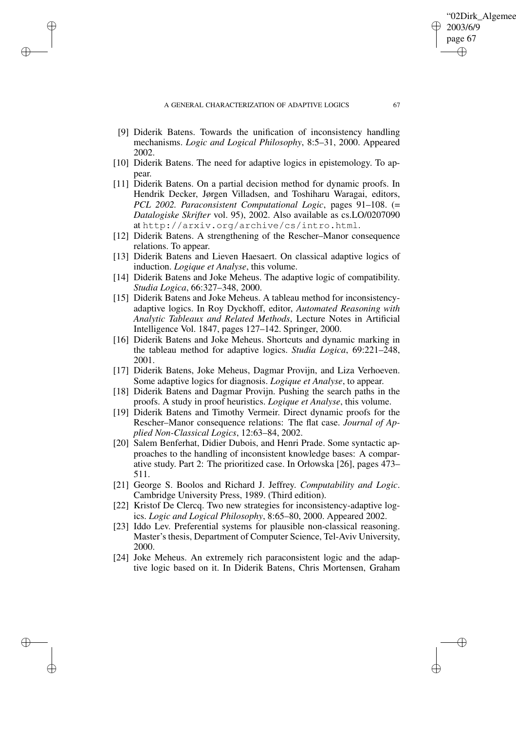[9] Diderik Batens. Towards the unification of inconsistency handling mechanisms. *Logic and Logical Philosophy*, 8:5–31, 2000. Appeared 2002.

[10] Diderik Batens. The need for adaptive logics in epistemology. To appear.

[11] Diderik Batens. On a partial decision method for dynamic proofs. In Hendrik Decker, Jørgen Villadsen, and Toshiharu Waragai, editors, *PCL 2002. Paraconsistent Computational Logic*, pages 91–108. (= *Datalogiske Skrifter* vol. 95), 2002. Also available as cs.LO/0207090 at `http://arxiv.org/archive/cs/intro.html`.

[12] Diderik Batens. A strengthening of the Rescher–Manor consequence relations. To appear.

[13] Diderik Batens and Lieven Haesaert. On classical adaptive logics of induction. *Logique et Analyse*, this volume.

[14] Diderik Batens and Joke Meheus. The adaptive logic of compatibility. *Studia Logica*, 66:327–348, 2000.

[15] Diderik Batens and Joke Meheus. A tableau method for inconsistency-adaptive logics. In Roy Dyckhoff, editor, *Automated Reasoning with Analytic Tableaux and Related Methods*, Lecture Notes in Artificial Intelligence Vol. 1847, pages 127–142. Springer, 2000.

[16] Diderik Batens and Joke Meheus. Shortcuts and dynamic marking in the tableau method for adaptive logics. *Studia Logica*, 69:221–248, 2001.

[17] Diderik Batens, Joke Meheus, Dagmar Provijn, and Liza Verhoeven. Some adaptive logics for diagnosis. *Logique et Analyse*, to appear.

[18] Diderik Batens and Dagmar Provijn. Pushing the search paths in the proofs. A study in proof heuristics. *Logique et Analyse*, this volume.

[19] Diderik Batens and Timothy Vermeir. Direct dynamic proofs for the Rescher–Manor consequence relations: The flat case. *Journal of Applied Non-Classical Logics*, 12:63–84, 2002.

[20] Salem Benferhat, Didier Dubois, and Henri Prade. Some syntactic approaches to the handling of inconsistent knowledge bases: A comparative study. Part 2: The prioritized case. In Orłowska [26], pages 473–511.

[21] George S. Boolos and Richard J. Jeffrey. *Computability and Logic*. Cambridge University Press, 1989. (Third edition).

[22] Kristof De Clercq. Two new strategies for inconsistency-adaptive logics. *Logic and Logical Philosophy*, 8:65–80, 2000. Appeared 2002.

[23] Iddo Lev. Preferential systems for plausible non-classical reasoning. Master's thesis, Department of Computer Science, Tel-Aviv University, 2000.

[24] Joke Meheus. An extremely rich paraconsistent logic and the adaptive logic based on it. In Diderik Batens, Chris Mortensen, Graham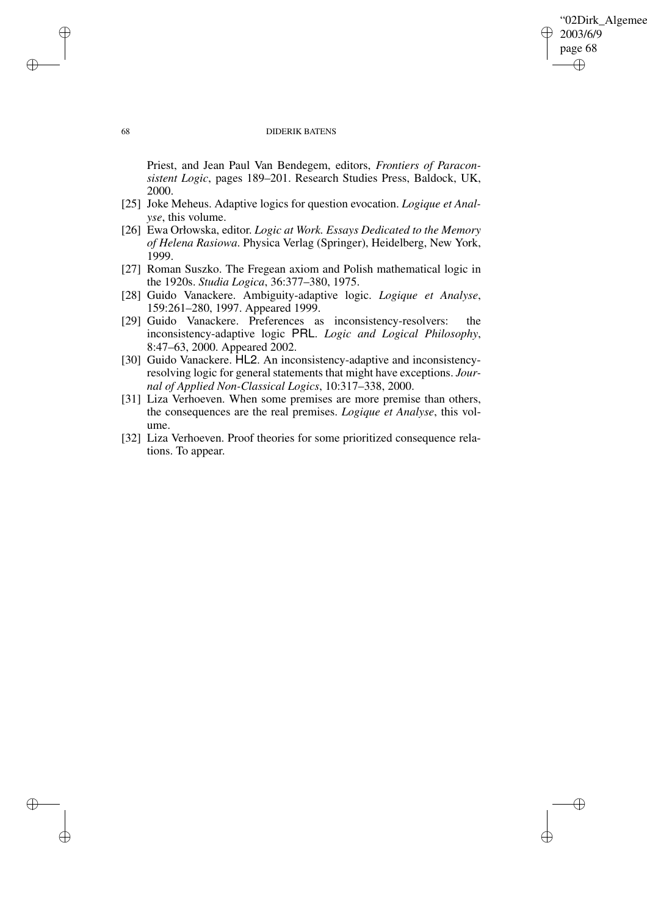Priest, and Jean Paul Van Bendegem, editors, *Frontiers of Paraconsistent Logic*, pages 189–201. Research Studies Press, Baldock, UK, 2000.

[25] Joke Meheus. Adaptive logics for question evocation. *Logique et Analyse*, this volume.

[26] Ewa Orłowska, editor. *Logic at Work. Essays Dedicated to the Memory of Helena Rasiowa*. Physica Verlag (Springer), Heidelberg, New York, 1999.

[27] Roman Suszko. The Fregean axiom and Polish mathematical logic in the 1920s. *Studia Logica*, 36:377–380, 1975.

[28] Guido Vanackere. Ambiguity-adaptive logic. *Logique et Analyse*, 159:261–280, 1997. Appeared 1999.

[29] Guido Vanackere. Preferences as inconsistency-resolvers: the inconsistency-adaptive logic PRL. *Logic and Logical Philosophy*, 8:47–63, 2000. Appeared 2002.

[30] Guido Vanackere. HL2. An inconsistency-adaptive and inconsistency-resolving logic for general statements that might have exceptions. *Journal of Applied Non-Classical Logics*, 10:317–338, 2000.

[31] Liza Verhoeven. When some premises are more premise than others, the consequences are the real premises. *Logique et Analyse*, this volume.

[32] Liza Verhoeven. Proof theories for some prioritized consequence relations. To appear.